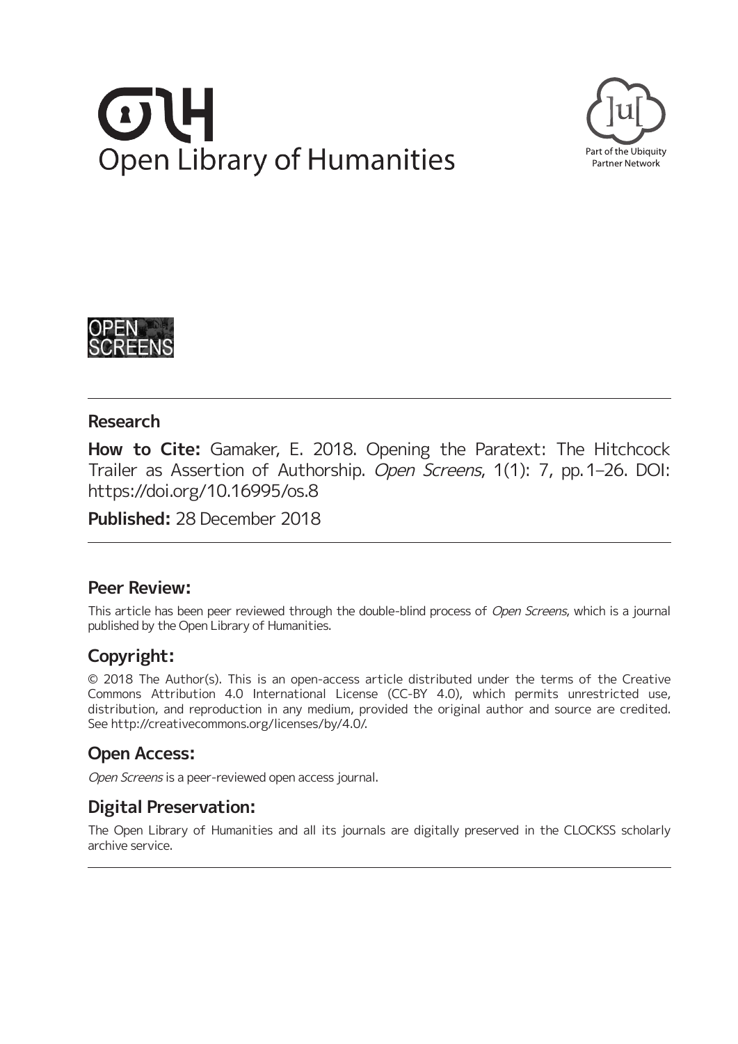Open Library of Humanities

Part of the Ubiquity Partner Network

OPEN SCREENS

## Research

**How to Cite:** Gamaker, E. 2018. Opening the Paratext: The Hitchcock Trailer as Assertion of Authorship. *Open Screens*, 1(1): 7, pp. 1–26. DOI: https://doi.org/10.16995/os.8

**Published:** 28 December 2018

## Peer Review:

This article has been peer reviewed through the double-blind process of *Open Screens*, which is a journal published by the Open Library of Humanities.

## Copyright:

© 2018 The Author(s). This is an open-access article distributed under the terms of the Creative Commons Attribution 4.0 International License (CC-BY 4.0), which permits unrestricted use, distribution, and reproduction in any medium, provided the original author and source are credited. See http://creativecommons.org/licenses/by/4.0/.

## Open Access:

*Open Screens* is a peer-reviewed open access journal.

## Digital Preservation:

The Open Library of Humanities and all its journals are digitally preserved in the CLOCKSS scholarly archive service.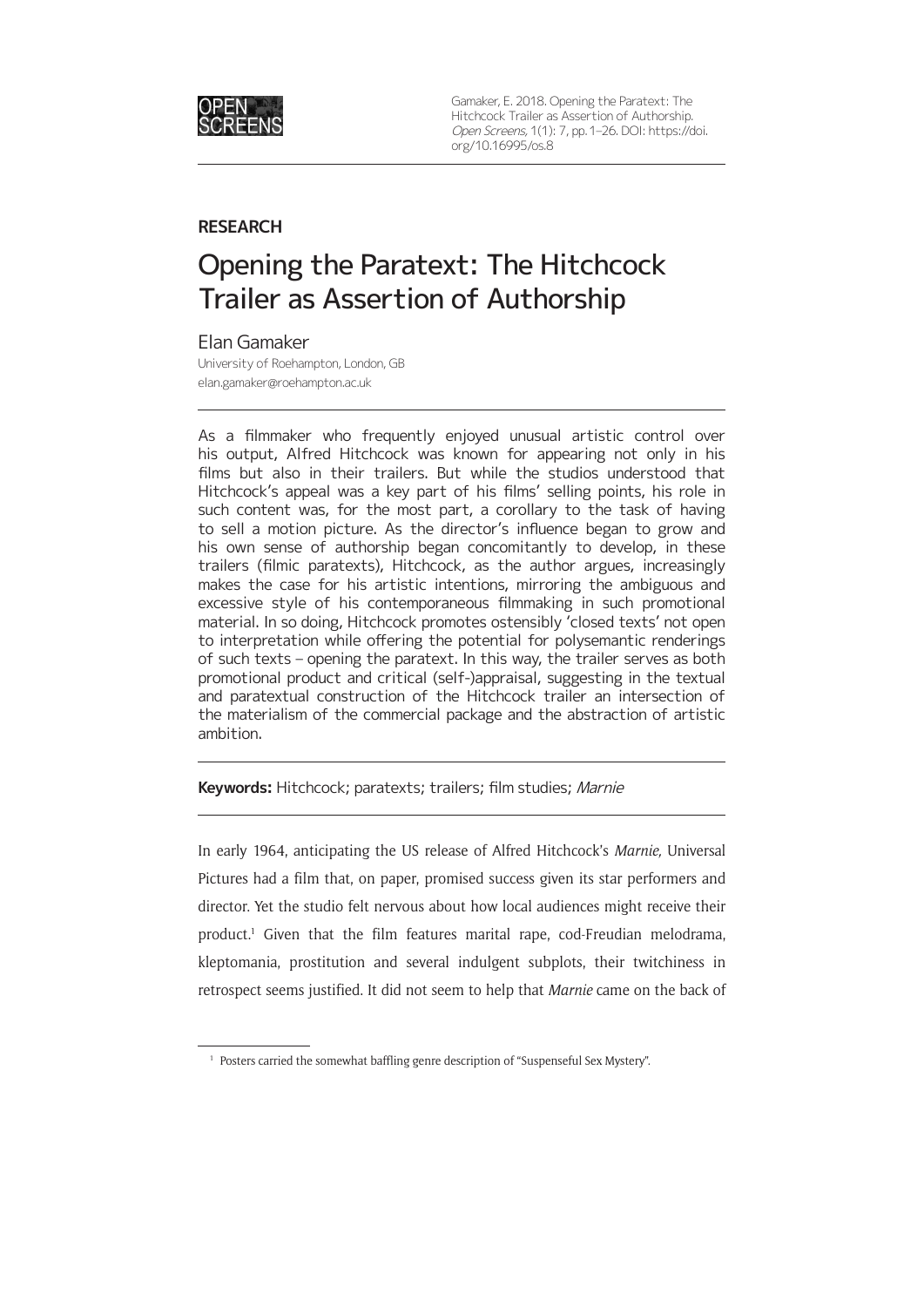**RESEARCH**

# Opening the Paratext: The Hitchcock Trailer as Assertion of Authorship

Elan Gamaker

University of Roehampton, London, GB

elan.gamaker@roehampton.ac.uk

As a filmmaker who frequently enjoyed unusual artistic control over his output, Alfred Hitchcock was known for appearing not only in his films but also in their trailers. But while the studios understood that Hitchcock's appeal was a key part of his films' selling points, his role in such content was, for the most part, a corollary to the task of having to sell a motion picture. As the director's influence began to grow and his own sense of authorship began concomitantly to develop, in these trailers (filmic paratexts), Hitchcock, as the author argues, increasingly makes the case for his artistic intentions, mirroring the ambiguous and excessive style of his contemporaneous filmmaking in such promotional material. In so doing, Hitchcock promotes ostensibly 'closed texts' not open to interpretation while offering the potential for polysemantic renderings of such texts – opening the paratext. In this way, the trailer serves as both promotional product and critical (self-)appraisal, suggesting in the textual and paratextual construction of the Hitchcock trailer an intersection of the materialism of the commercial package and the abstraction of artistic ambition.

**Keywords:** Hitchcock; paratexts; trailers; film studies; *Marnie*

In early 1964, anticipating the US release of Alfred Hitchcock's *Marnie,* Universal Pictures had a film that, on paper, promised success given its star performers and director. Yet the studio felt nervous about how local audiences might receive their product.[1] Given that the film features marital rape, cod-Freudian melodrama, kleptomania, prostitution and several indulgent subplots, their twitchiness in retrospect seems justified. It did not seem to help that *Marnie* came on the back of

[1] Posters carried the somewhat baffling genre description of "Suspenseful Sex Mystery".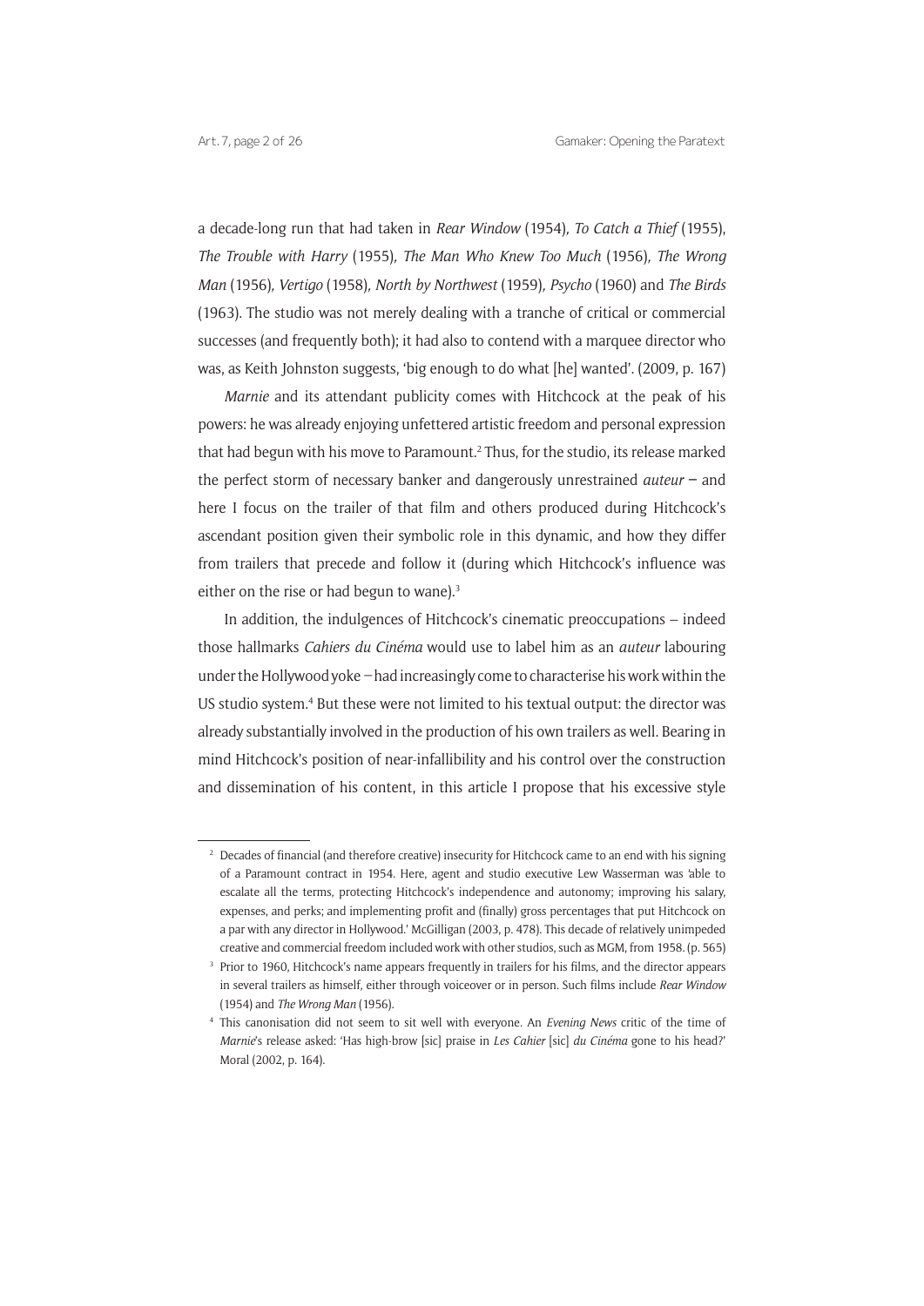a decade-long run that had taken in *Rear Window* (1954), *To Catch a Thief* (1955), *The Trouble with Harry* (1955), *The Man Who Knew Too Much* (1956), *The Wrong Man* (1956), *Vertigo* (1958), *North by Northwest* (1959), *Psycho* (1960) and *The Birds* (1963). The studio was not merely dealing with a tranche of critical or commercial successes (and frequently both); it had also to contend with a marquee director who was, as Keith Johnston suggests, 'big enough to do what [he] wanted'. (2009, p. 167)

*Marnie* and its attendant publicity comes with Hitchcock at the peak of his powers: he was already enjoying unfettered artistic freedom and personal expression that had begun with his move to Paramount.[2] Thus, for the studio, its release marked the perfect storm of necessary banker and dangerously unrestrained *auteur* – and here I focus on the trailer of that film and others produced during Hitchcock's ascendant position given their symbolic role in this dynamic, and how they differ from trailers that precede and follow it (during which Hitchcock's influence was either on the rise or had begun to wane).[3]

In addition, the indulgences of Hitchcock's cinematic preoccupations – indeed those hallmarks *Cahiers du Cinéma* would use to label him as an *auteur* labouring under the Hollywood yoke – had increasingly come to characterise his work within the US studio system.[4] But these were not limited to his textual output: the director was already substantially involved in the production of his own trailers as well. Bearing in mind Hitchcock's position of near-infallibility and his control over the construction and dissemination of his content, in this article I propose that his excessive style

---

[2] Decades of financial (and therefore creative) insecurity for Hitchcock came to an end with his signing of a Paramount contract in 1954. Here, agent and studio executive Lew Wasserman was 'able to escalate all the terms, protecting Hitchcock's independence and autonomy; improving his salary, expenses, and perks; and implementing profit and (finally) gross percentages that put Hitchcock on a par with any director in Hollywood.' McGilligan (2003, p. 478). This decade of relatively unimpeded creative and commercial freedom included work with other studios, such as MGM, from 1958. (p. 565)

[3] Prior to 1960, Hitchcock's name appears frequently in trailers for his films, and the director appears in several trailers as himself, either through voiceover or in person. Such films include *Rear Window* (1954) and *The Wrong Man* (1956).

[4] This canonisation did not seem to sit well with everyone. An *Evening News* critic of the time of *Marnie*'s release asked: 'Has high-brow [sic] praise in *Les Cahier* [sic] *du Cinéma* gone to his head?' Moral (2002, p. 164).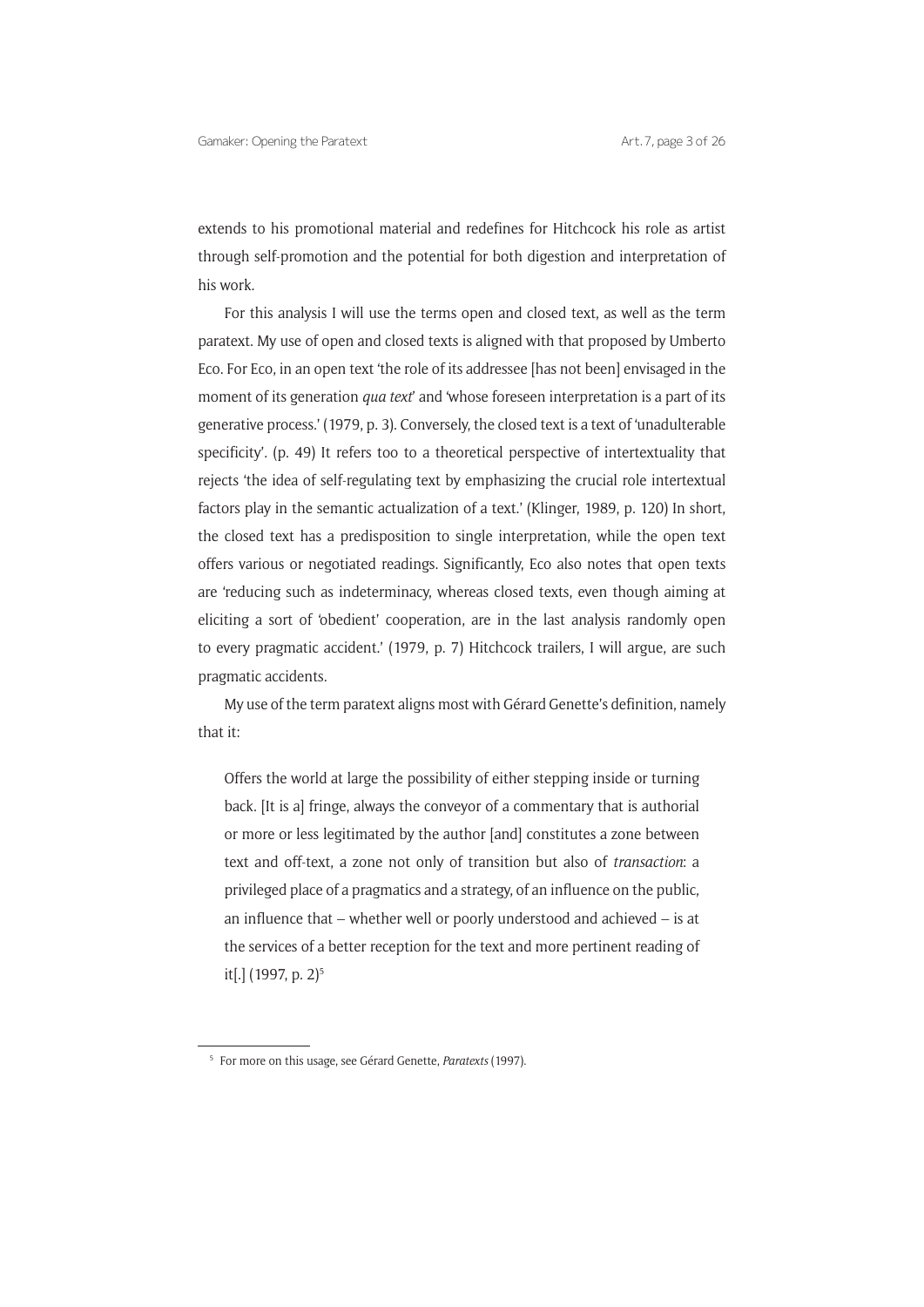extends to his promotional material and redefines for Hitchcock his role as artist through self-promotion and the potential for both digestion and interpretation of his work.

For this analysis I will use the terms open and closed text, as well as the term paratext. My use of open and closed texts is aligned with that proposed by Umberto Eco. For Eco, in an open text 'the role of its addressee [has not been] envisaged in the moment of its generation *qua text*' and 'whose foreseen interpretation is a part of its generative process.' (1979, p. 3). Conversely, the closed text is a text of 'unadulterable specificity'. (p. 49) It refers too to a theoretical perspective of intertextuality that rejects 'the idea of self-regulating text by emphasizing the crucial role intertextual factors play in the semantic actualization of a text.' (Klinger, 1989, p. 120) In short, the closed text has a predisposition to single interpretation, while the open text offers various or negotiated readings. Significantly, Eco also notes that open texts are 'reducing such as indeterminacy, whereas closed texts, even though aiming at eliciting a sort of 'obedient' cooperation, are in the last analysis randomly open to every pragmatic accident.' (1979, p. 7) Hitchcock trailers, I will argue, are such pragmatic accidents.

My use of the term paratext aligns most with Gérard Genette's definition, namely that it:

> Offers the world at large the possibility of either stepping inside or turning back. [It is a] fringe, always the conveyor of a commentary that is authorial or more or less legitimated by the author [and] constitutes a zone between text and off-text, a zone not only of transition but also of *transaction*: a privileged place of a pragmatics and a strategy, of an influence on the public, an influence that – whether well or poorly understood and achieved – is at the services of a better reception for the text and more pertinent reading of it[.] (1997, p. 2)[5]

[5] For more on this usage, see Gérard Genette, *Paratexts* (1997).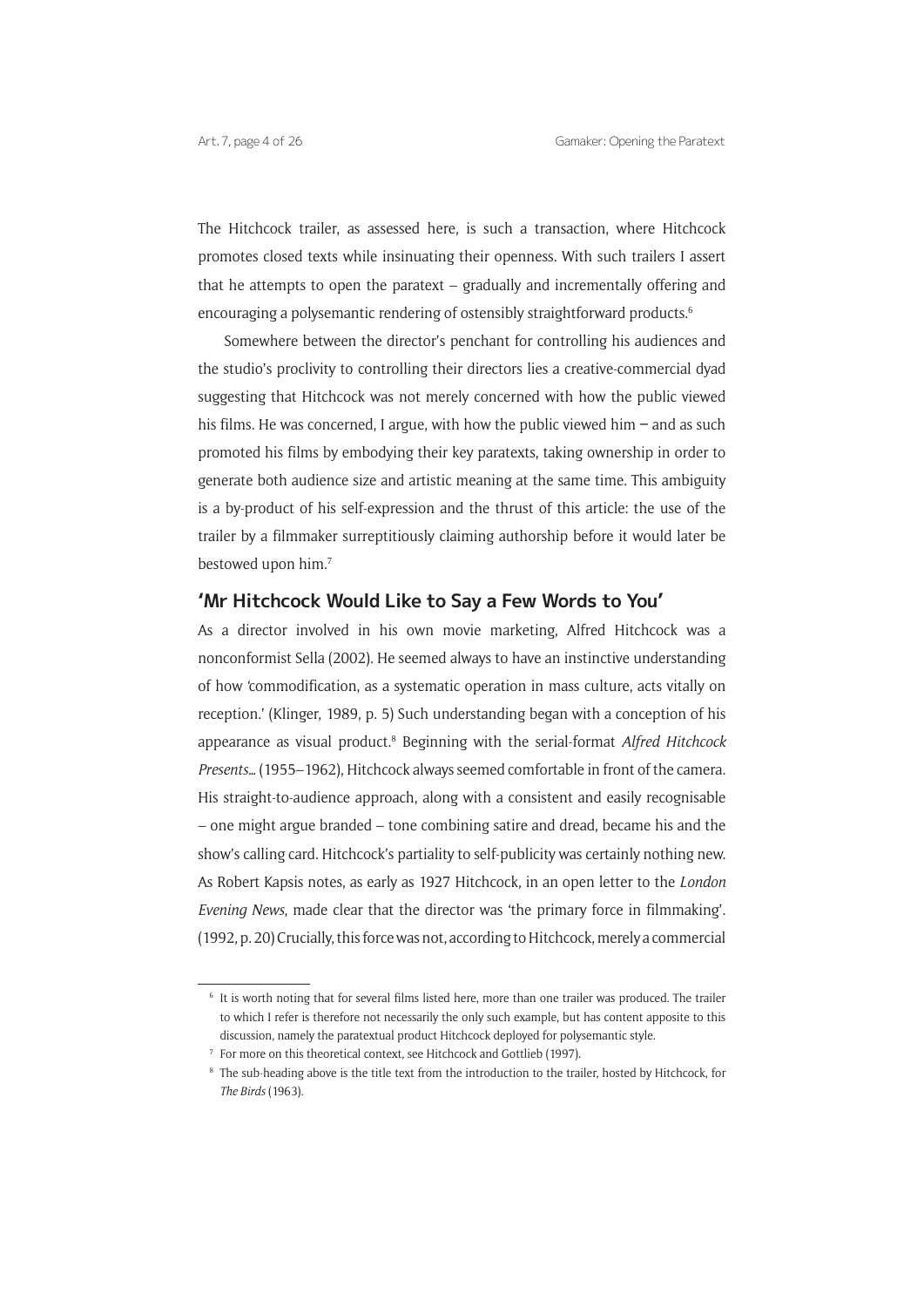The Hitchcock trailer, as assessed here, is such a transaction, where Hitchcock promotes closed texts while insinuating their openness. With such trailers I assert that he attempts to open the paratext – gradually and incrementally offering and encouraging a polysemantic rendering of ostensibly straightforward products.[6]

Somewhere between the director's penchant for controlling his audiences and the studio's proclivity to controlling their directors lies a creative-commercial dyad suggesting that Hitchcock was not merely concerned with how the public viewed his films. He was concerned, I argue, with how the public viewed him – and as such promoted his films by embodying their key paratexts, taking ownership in order to generate both audience size and artistic meaning at the same time. This ambiguity is a by-product of his self-expression and the thrust of this article: the use of the trailer by a filmmaker surreptitiously claiming authorship before it would later be bestowed upon him.[7]

## 'Mr Hitchcock Would Like to Say a Few Words to You'

As a director involved in his own movie marketing, Alfred Hitchcock was a nonconformist Sella (2002). He seemed always to have an instinctive understanding of how 'commodification, as a systematic operation in mass culture, acts vitally on reception.' (Klinger, 1989, p. 5) Such understanding began with a conception of his appearance as visual product.[8] Beginning with the serial-format *Alfred Hitchcock Presents…* (1955–1962), Hitchcock always seemed comfortable in front of the camera. His straight-to-audience approach, along with a consistent and easily recognisable – one might argue branded – tone combining satire and dread, became his and the show's calling card. Hitchcock's partiality to self-publicity was certainly nothing new. As Robert Kapsis notes, as early as 1927 Hitchcock, in an open letter to the *London Evening News*, made clear that the director was 'the primary force in filmmaking'. (1992, p. 20) Crucially, this force was not, according to Hitchcock, merely a commercial

[6] It is worth noting that for several films listed here, more than one trailer was produced. The trailer to which I refer is therefore not necessarily the only such example, but has content apposite to this discussion, namely the paratextual product Hitchcock deployed for polysemantic style.

[7] For more on this theoretical context, see Hitchcock and Gottlieb (1997).

[8] The sub-heading above is the title text from the introduction to the trailer, hosted by Hitchcock, for *The Birds* (1963).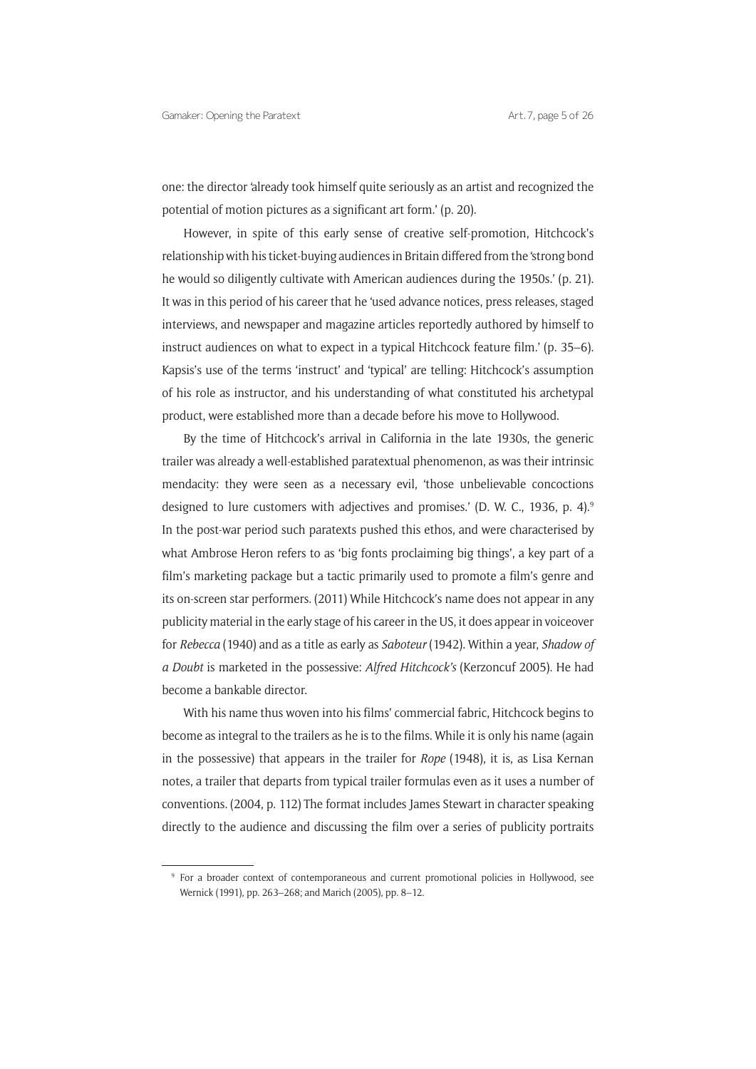one: the director 'already took himself quite seriously as an artist and recognized the potential of motion pictures as a significant art form.' (p. 20).

However, in spite of this early sense of creative self-promotion, Hitchcock's relationship with his ticket-buying audiences in Britain differed from the 'strong bond he would so diligently cultivate with American audiences during the 1950s.' (p. 21). It was in this period of his career that he 'used advance notices, press releases, staged interviews, and newspaper and magazine articles reportedly authored by himself to instruct audiences on what to expect in a typical Hitchcock feature film.' (p. 35–6). Kapsis's use of the terms 'instruct' and 'typical' are telling: Hitchcock's assumption of his role as instructor, and his understanding of what constituted his archetypal product, were established more than a decade before his move to Hollywood.

By the time of Hitchcock's arrival in California in the late 1930s, the generic trailer was already a well-established paratextual phenomenon, as was their intrinsic mendacity: they were seen as a necessary evil, 'those unbelievable concoctions designed to lure customers with adjectives and promises.' (D. W. C., 1936, p. 4).[9] In the post-war period such paratexts pushed this ethos, and were characterised by what Ambrose Heron refers to as 'big fonts proclaiming big things', a key part of a film's marketing package but a tactic primarily used to promote a film's genre and its on-screen star performers. (2011) While Hitchcock's name does not appear in any publicity material in the early stage of his career in the US, it does appear in voiceover for *Rebecca* (1940) and as a title as early as *Saboteur* (1942). Within a year, *Shadow of a Doubt* is marketed in the possessive: *Alfred Hitchcock's* (Kerzoncuf 2005). He had become a bankable director.

With his name thus woven into his films' commercial fabric, Hitchcock begins to become as integral to the trailers as he is to the films. While it is only his name (again in the possessive) that appears in the trailer for *Rope* (1948), it is, as Lisa Kernan notes, a trailer that departs from typical trailer formulas even as it uses a number of conventions. (2004, p. 112) The format includes James Stewart in character speaking directly to the audience and discussing the film over a series of publicity portraits

[9] For a broader context of contemporaneous and current promotional policies in Hollywood, see Wernick (1991), pp. 263–268; and Marich (2005), pp. 8–12.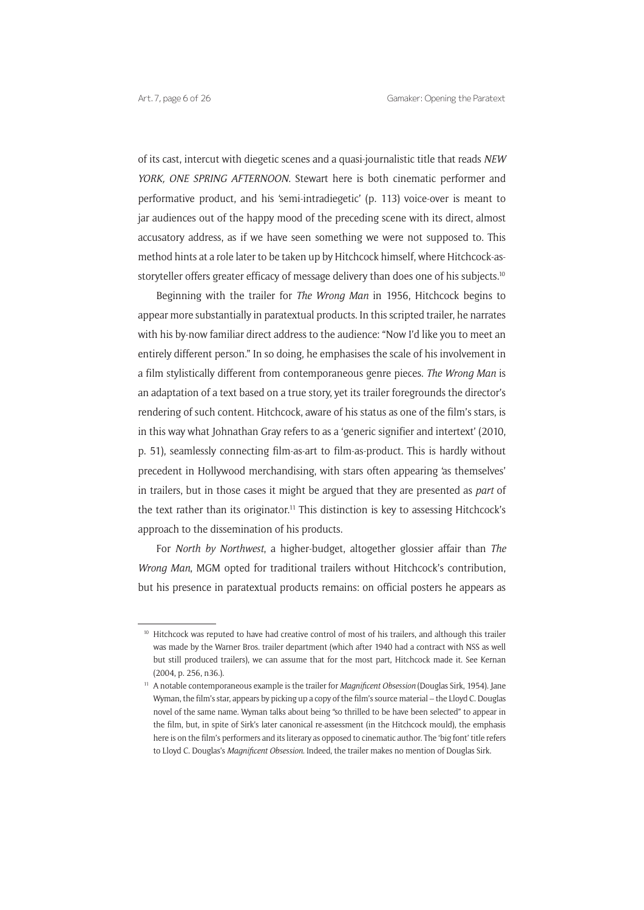of its cast, intercut with diegetic scenes and a quasi-journalistic title that reads *NEW YORK, ONE SPRING AFTERNOON*. Stewart here is both cinematic performer and performative product, and his 'semi-intradiegetic' (p. 113) voice-over is meant to jar audiences out of the happy mood of the preceding scene with its direct, almost accusatory address, as if we have seen something we were not supposed to. This method hints at a role later to be taken up by Hitchcock himself, where Hitchcock-as-storyteller offers greater efficacy of message delivery than does one of his subjects.[10]

Beginning with the trailer for *The Wrong Man* in 1956, Hitchcock begins to appear more substantially in paratextual products. In this scripted trailer, he narrates with his by-now familiar direct address to the audience: "Now I'd like you to meet an entirely different person." In so doing, he emphasises the scale of his involvement in a film stylistically different from contemporaneous genre pieces. *The Wrong Man* is an adaptation of a text based on a true story, yet its trailer foregrounds the director's rendering of such content. Hitchcock, aware of his status as one of the film's stars, is in this way what Johnathan Gray refers to as a 'generic signifier and intertext' (2010, p. 51), seamlessly connecting film-as-art to film-as-product. This is hardly without precedent in Hollywood merchandising, with stars often appearing 'as themselves' in trailers, but in those cases it might be argued that they are presented as *part* of the text rather than its originator.[11] This distinction is key to assessing Hitchcock's approach to the dissemination of his products.

For *North by Northwest*, a higher-budget, altogether glossier affair than *The Wrong Man*, MGM opted for traditional trailers without Hitchcock's contribution, but his presence in paratextual products remains: on official posters he appears as

---

[10] Hitchcock was reputed to have had creative control of most of his trailers, and although this trailer was made by the Warner Bros. trailer department (which after 1940 had a contract with NSS as well but still produced trailers), we can assume that for the most part, Hitchcock made it. See Kernan (2004, p. 256, n36.).

[11] A notable contemporaneous example is the trailer for *Magnificent Obsession* (Douglas Sirk, 1954). Jane Wyman, the film's star, appears by picking up a copy of the film's source material – the Lloyd C. Douglas novel of the same name. Wyman talks about being "so thrilled to be have been selected" to appear in the film, but, in spite of Sirk's later canonical re-assessment (in the Hitchcock mould), the emphasis here is on the film's performers and its literary as opposed to cinematic author. The 'big font' title refers to Lloyd C. Douglas's *Magnificent Obsession*. Indeed, the trailer makes no mention of Douglas Sirk.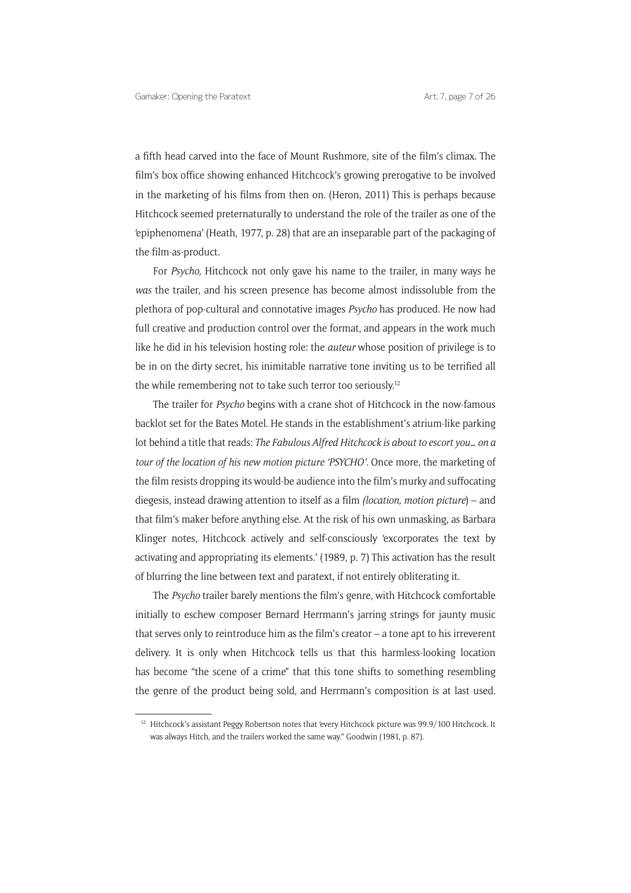a fifth head carved into the face of Mount Rushmore, site of the film's climax. The film's box office showing enhanced Hitchcock's growing prerogative to be involved in the marketing of his films from then on. (Heron, 2011) This is perhaps because Hitchcock seemed preternaturally to understand the role of the trailer as one of the 'epiphenomena' (Heath, 1977, p. 28) that are an inseparable part of the packaging of the film-as-product.

For *Psycho,* Hitchcock not only gave his name to the trailer, in many ways he *was* the trailer, and his screen presence has become almost indissoluble from the plethora of pop-cultural and connotative images *Psycho* has produced. He now had full creative and production control over the format, and appears in the work much like he did in his television hosting role: the *auteur* whose position of privilege is to be in on the dirty secret, his inimitable narrative tone inviting us to be terrified all the while remembering not to take such terror too seriously.[12]

The trailer for *Psycho* begins with a crane shot of Hitchcock in the now-famous backlot set for the Bates Motel. He stands in the establishment's atrium-like parking lot behind a title that reads: *The Fabulous Alfred Hitchcock is about to escort you… on a tour of the location of his new motion picture 'PSYCHO'*. Once more, the marketing of the film resists dropping its would-be audience into the film's murky and suffocating diegesis, instead drawing attention to itself as a film *(location, motion picture*) – and that film's maker before anything else. At the risk of his own unmasking, as Barbara Klinger notes, Hitchcock actively and self-consciously 'excorporates the text by activating and appropriating its elements.' (1989, p. 7) This activation has the result of blurring the line between text and paratext, if not entirely obliterating it.

The *Psycho* trailer barely mentions the film's genre, with Hitchcock comfortable initially to eschew composer Bernard Herrmann's jarring strings for jaunty music that serves only to reintroduce him as the film's creator – a tone apt to his irreverent delivery. It is only when Hitchcock tells us that this harmless-looking location has become "the scene of a crime" that this tone shifts to something resembling the genre of the product being sold, and Herrmann's composition is at last used.

[12] Hitchcock's assistant Peggy Robertson notes that 'every Hitchcock picture was 99.9/100 Hitchcock. It was always Hitch, and the trailers worked the same way." Goodwin (1981, p. 87).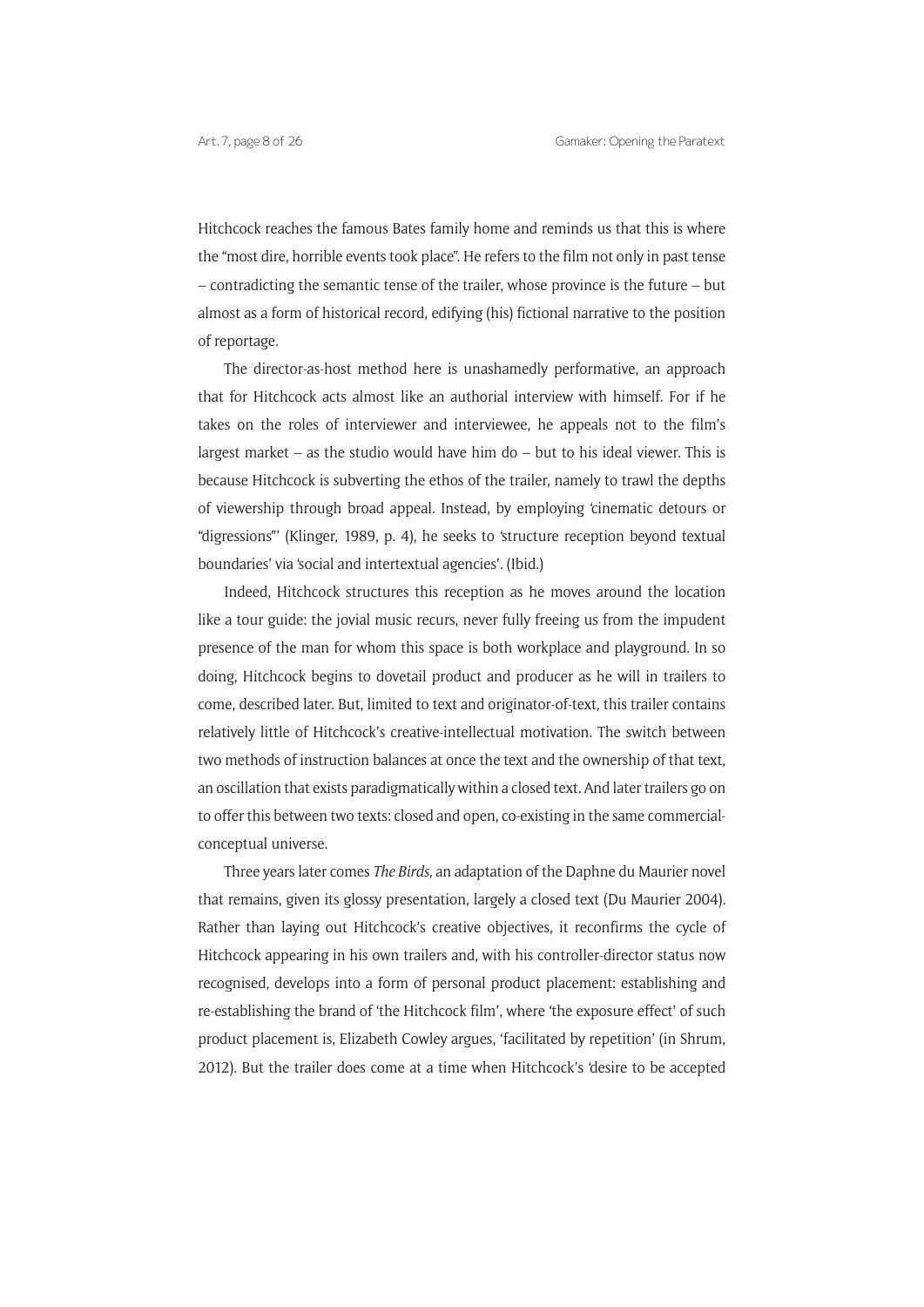Hitchcock reaches the famous Bates family home and reminds us that this is where the "most dire, horrible events took place". He refers to the film not only in past tense – contradicting the semantic tense of the trailer, whose province is the future – but almost as a form of historical record, edifying (his) fictional narrative to the position of reportage.

The director-as-host method here is unashamedly performative, an approach that for Hitchcock acts almost like an authorial interview with himself. For if he takes on the roles of interviewer and interviewee, he appeals not to the film's largest market – as the studio would have him do – but to his ideal viewer. This is because Hitchcock is subverting the ethos of the trailer, namely to trawl the depths of viewership through broad appeal. Instead, by employing 'cinematic detours or "digressions"' (Klinger, 1989, p. 4), he seeks to 'structure reception beyond textual boundaries' via 'social and intertextual agencies'. (Ibid.)

Indeed, Hitchcock structures this reception as he moves around the location like a tour guide: the jovial music recurs, never fully freeing us from the impudent presence of the man for whom this space is both workplace and playground. In so doing, Hitchcock begins to dovetail product and producer as he will in trailers to come, described later. But, limited to text and originator-of-text, this trailer contains relatively little of Hitchcock's creative-intellectual motivation. The switch between two methods of instruction balances at once the text and the ownership of that text, an oscillation that exists paradigmatically within a closed text. And later trailers go on to offer this between two texts: closed and open, co-existing in the same commercial-conceptual universe.

Three years later comes *The Birds*, an adaptation of the Daphne du Maurier novel that remains, given its glossy presentation, largely a closed text (Du Maurier 2004). Rather than laying out Hitchcock's creative objectives, it reconfirms the cycle of Hitchcock appearing in his own trailers and, with his controller-director status now recognised, develops into a form of personal product placement: establishing and re-establishing the brand of 'the Hitchcock film', where 'the exposure effect' of such product placement is, Elizabeth Cowley argues, 'facilitated by repetition' (in Shrum, 2012). But the trailer does come at a time when Hitchcock's 'desire to be accepted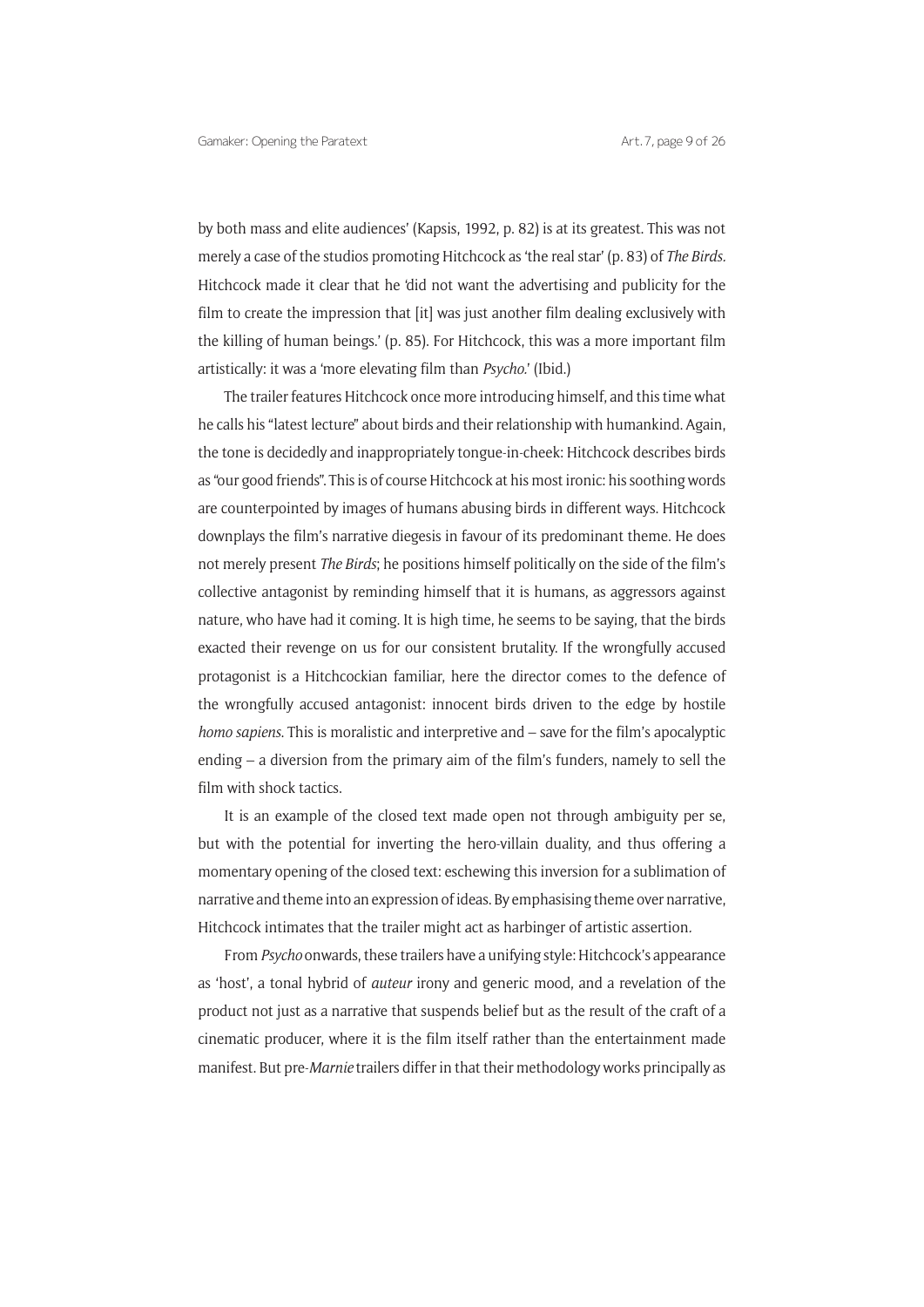by both mass and elite audiences' (Kapsis, 1992, p. 82) is at its greatest. This was not merely a case of the studios promoting Hitchcock as 'the real star' (p. 83) of *The Birds.* Hitchcock made it clear that he 'did not want the advertising and publicity for the film to create the impression that [it] was just another film dealing exclusively with the killing of human beings.' (p. 85). For Hitchcock, this was a more important film artistically: it was a 'more elevating film than *Psycho.*' (Ibid.)

The trailer features Hitchcock once more introducing himself, and this time what he calls his "latest lecture" about birds and their relationship with humankind. Again, the tone is decidedly and inappropriately tongue-in-cheek: Hitchcock describes birds as "our good friends". This is of course Hitchcock at his most ironic: his soothing words are counterpointed by images of humans abusing birds in different ways. Hitchcock downplays the film's narrative diegesis in favour of its predominant theme. He does not merely present *The Birds*; he positions himself politically on the side of the film's collective antagonist by reminding himself that it is humans, as aggressors against nature, who have had it coming. It is high time, he seems to be saying, that the birds exacted their revenge on us for our consistent brutality. If the wrongfully accused protagonist is a Hitchcockian familiar, here the director comes to the defence of the wrongfully accused antagonist: innocent birds driven to the edge by hostile *homo sapiens.* This is moralistic and interpretive and – save for the film's apocalyptic ending – a diversion from the primary aim of the film's funders, namely to sell the film with shock tactics.

It is an example of the closed text made open not through ambiguity per se, but with the potential for inverting the hero-villain duality, and thus offering a momentary opening of the closed text: eschewing this inversion for a sublimation of narrative and theme into an expression of ideas. By emphasising theme over narrative, Hitchcock intimates that the trailer might act as harbinger of artistic assertion.

From *Psycho* onwards, these trailers have a unifying style: Hitchcock's appearance as 'host', a tonal hybrid of *auteur* irony and generic mood, and a revelation of the product not just as a narrative that suspends belief but as the result of the craft of a cinematic producer, where it is the film itself rather than the entertainment made manifest. But pre-*Marnie* trailers differ in that their methodology works principally as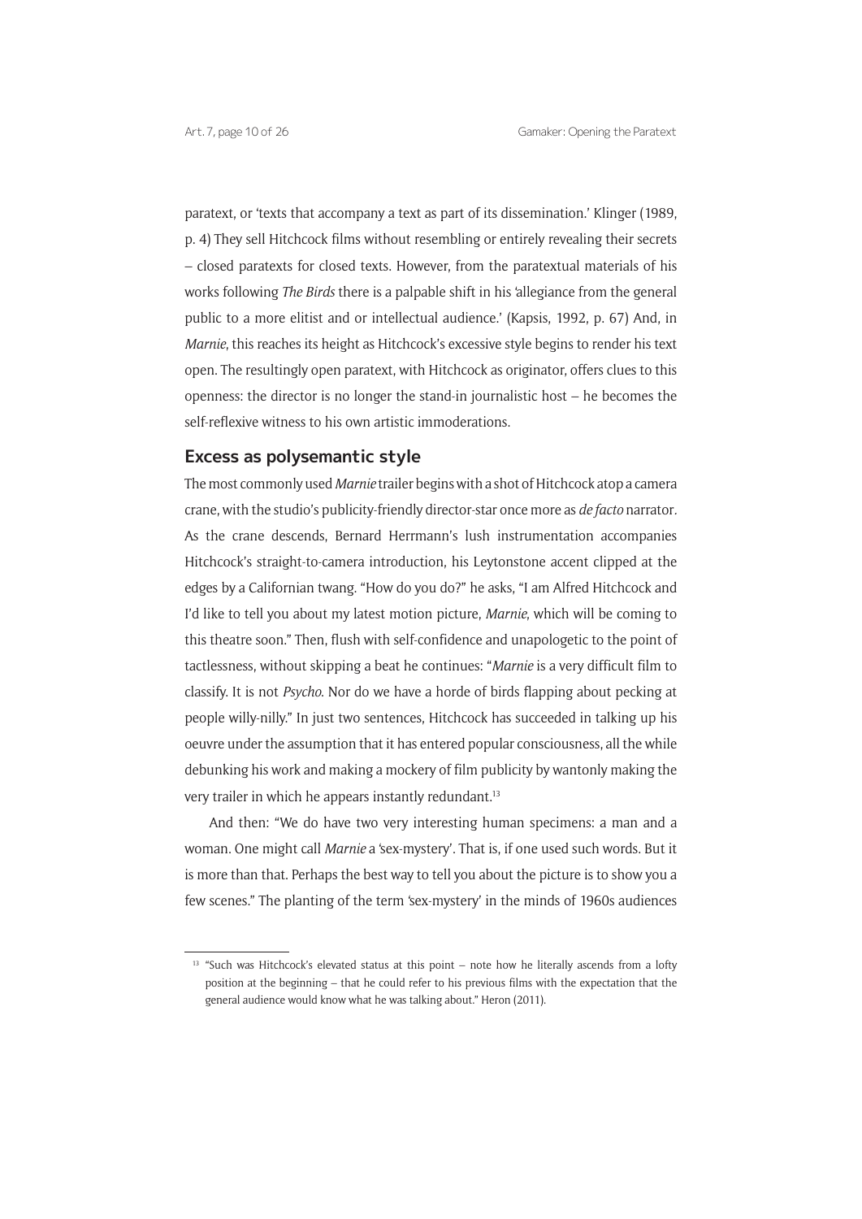paratext, or 'texts that accompany a text as part of its dissemination.' Klinger (1989, p. 4) They sell Hitchcock films without resembling or entirely revealing their secrets – closed paratexts for closed texts. However, from the paratextual materials of his works following *The Birds* there is a palpable shift in his 'allegiance from the general public to a more elitist and or intellectual audience.' (Kapsis, 1992, p. 67) And, in *Marnie*, this reaches its height as Hitchcock's excessive style begins to render his text open. The resultingly open paratext, with Hitchcock as originator, offers clues to this openness: the director is no longer the stand-in journalistic host – he becomes the self-reflexive witness to his own artistic immoderations.

## Excess as polysemantic style

The most commonly used *Marnie* trailer begins with a shot of Hitchcock atop a camera crane, with the studio's publicity-friendly director-star once more as *de facto* narrator. As the crane descends, Bernard Herrmann's lush instrumentation accompanies Hitchcock's straight-to-camera introduction, his Leytonstone accent clipped at the edges by a Californian twang. "How do you do?" he asks, "I am Alfred Hitchcock and I'd like to tell you about my latest motion picture, *Marnie*, which will be coming to this theatre soon." Then, flush with self-confidence and unapologetic to the point of tactlessness, without skipping a beat he continues: "*Marnie* is a very difficult film to classify. It is not *Psycho*. Nor do we have a horde of birds flapping about pecking at people willy-nilly." In just two sentences, Hitchcock has succeeded in talking up his oeuvre under the assumption that it has entered popular consciousness, all the while debunking his work and making a mockery of film publicity by wantonly making the very trailer in which he appears instantly redundant.[13]

And then: "We do have two very interesting human specimens: a man and a woman. One might call *Marnie* a 'sex-mystery'. That is, if one used such words. But it is more than that. Perhaps the best way to tell you about the picture is to show you a few scenes." The planting of the term 'sex-mystery' in the minds of 1960s audiences

[13] "Such was Hitchcock's elevated status at this point – note how he literally ascends from a lofty position at the beginning – that he could refer to his previous films with the expectation that the general audience would know what he was talking about." Heron (2011).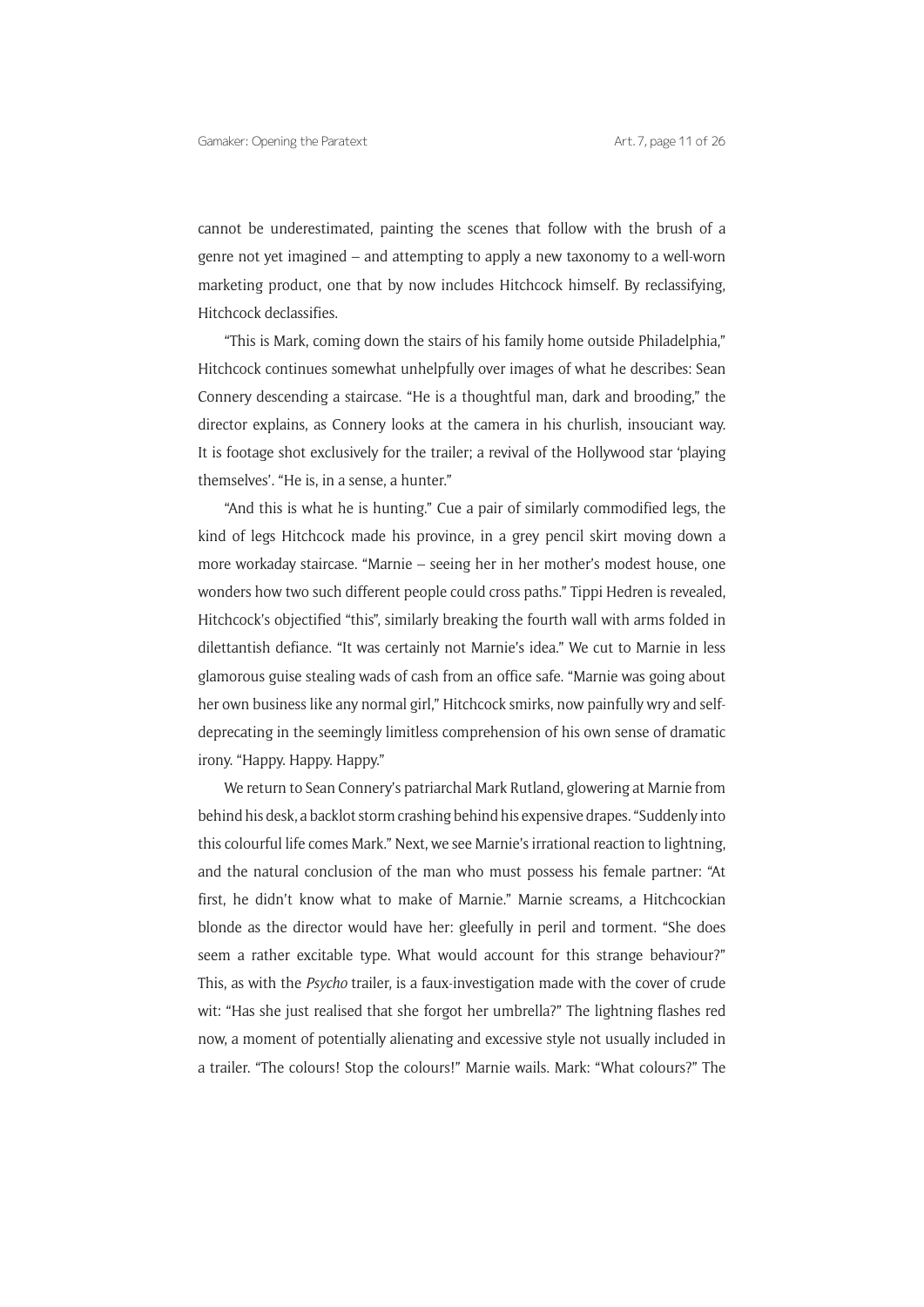cannot be underestimated, painting the scenes that follow with the brush of a genre not yet imagined – and attempting to apply a new taxonomy to a well-worn marketing product, one that by now includes Hitchcock himself. By reclassifying, Hitchcock declassifies.

"This is Mark, coming down the stairs of his family home outside Philadelphia," Hitchcock continues somewhat unhelpfully over images of what he describes: Sean Connery descending a staircase. "He is a thoughtful man, dark and brooding," the director explains, as Connery looks at the camera in his churlish, insouciant way. It is footage shot exclusively for the trailer; a revival of the Hollywood star 'playing themselves'. "He is, in a sense, a hunter."

"And this is what he is hunting." Cue a pair of similarly commodified legs, the kind of legs Hitchcock made his province, in a grey pencil skirt moving down a more workaday staircase. "Marnie – seeing her in her mother's modest house, one wonders how two such different people could cross paths." Tippi Hedren is revealed, Hitchcock's objectified "this", similarly breaking the fourth wall with arms folded in dilettantish defiance. "It was certainly not Marnie's idea." We cut to Marnie in less glamorous guise stealing wads of cash from an office safe. "Marnie was going about her own business like any normal girl," Hitchcock smirks, now painfully wry and self-deprecating in the seemingly limitless comprehension of his own sense of dramatic irony. "Happy. Happy. Happy."

We return to Sean Connery's patriarchal Mark Rutland, glowering at Marnie from behind his desk, a backlot storm crashing behind his expensive drapes. "Suddenly into this colourful life comes Mark." Next, we see Marnie's irrational reaction to lightning, and the natural conclusion of the man who must possess his female partner: "At first, he didn't know what to make of Marnie." Marnie screams, a Hitchcockian blonde as the director would have her: gleefully in peril and torment. "She does seem a rather excitable type. What would account for this strange behaviour?" This, as with the *Psycho* trailer, is a faux-investigation made with the cover of crude wit: "Has she just realised that she forgot her umbrella?" The lightning flashes red now, a moment of potentially alienating and excessive style not usually included in a trailer. "The colours! Stop the colours!" Marnie wails. Mark: "What colours?" The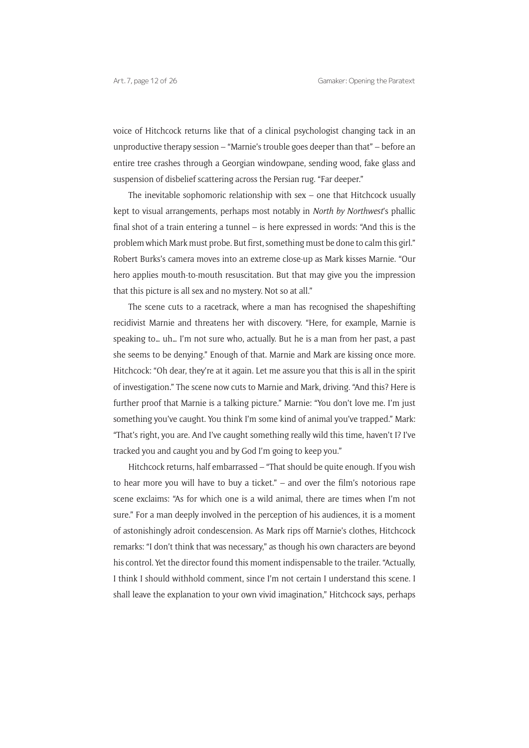voice of Hitchcock returns like that of a clinical psychologist changing tack in an unproductive therapy session – "Marnie's trouble goes deeper than that" – before an entire tree crashes through a Georgian windowpane, sending wood, fake glass and suspension of disbelief scattering across the Persian rug. "Far deeper."

The inevitable sophomoric relationship with sex – one that Hitchcock usually kept to visual arrangements, perhaps most notably in *North by Northwest*'s phallic final shot of a train entering a tunnel – is here expressed in words: "And this is the problem which Mark must probe. But first, something must be done to calm this girl." Robert Burks's camera moves into an extreme close-up as Mark kisses Marnie. "Our hero applies mouth-to-mouth resuscitation. But that may give you the impression that this picture is all sex and no mystery. Not so at all."

The scene cuts to a racetrack, where a man has recognised the shapeshifting recidivist Marnie and threatens her with discovery. "Here, for example, Marnie is speaking to… uh… I'm not sure who, actually. But he is a man from her past, a past she seems to be denying." Enough of that. Marnie and Mark are kissing once more. Hitchcock: "Oh dear, they're at it again. Let me assure you that this is all in the spirit of investigation." The scene now cuts to Marnie and Mark, driving. "And this? Here is further proof that Marnie is a talking picture." Marnie: "You don't love me. I'm just something you've caught. You think I'm some kind of animal you've trapped." Mark: "That's right, you are. And I've caught something really wild this time, haven't I? I've tracked you and caught you and by God I'm going to keep you."

Hitchcock returns, half embarrassed – "That should be quite enough. If you wish to hear more you will have to buy a ticket." – and over the film's notorious rape scene exclaims: "As for which one is a wild animal, there are times when I'm not sure." For a man deeply involved in the perception of his audiences, it is a moment of astonishingly adroit condescension. As Mark rips off Marnie's clothes, Hitchcock remarks: "I don't think that was necessary," as though his own characters are beyond his control. Yet the director found this moment indispensable to the trailer. "Actually, I think I should withhold comment, since I'm not certain I understand this scene. I shall leave the explanation to your own vivid imagination," Hitchcock says, perhaps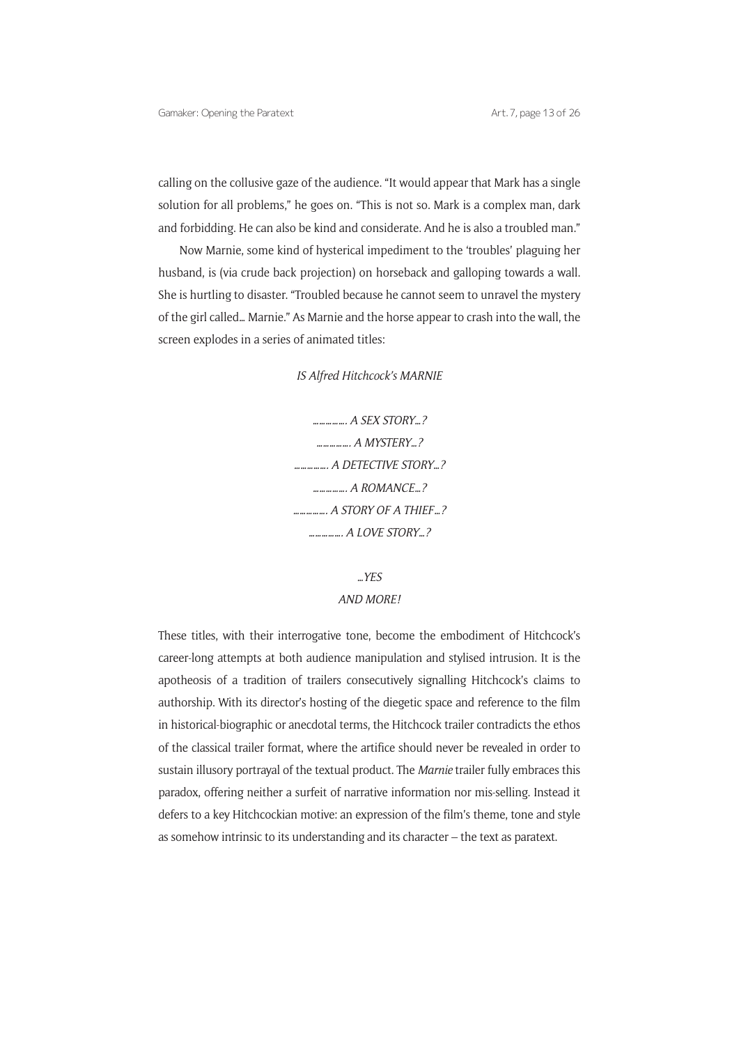calling on the collusive gaze of the audience. "It would appear that Mark has a single solution for all problems," he goes on. "This is not so. Mark is a complex man, dark and forbidding. He can also be kind and considerate. And he is also a troubled man."

Now Marnie, some kind of hysterical impediment to the 'troubles' plaguing her husband, is (via crude back projection) on horseback and galloping towards a wall. She is hurtling to disaster. "Troubled because he cannot seem to unravel the mystery of the girl called… Marnie." As Marnie and the horse appear to crash into the wall, the screen explodes in a series of animated titles:

*IS Alfred Hitchcock's MARNIE*

*……………. A SEX STORY…?*
*……………. A MYSTERY…?*
*……………. A DETECTIVE STORY…?*
*……………. A ROMANCE…?*
*……………. A STORY OF A THIEF…?*
*……………. A LOVE STORY…?*

*…YES*
*AND MORE!*

These titles, with their interrogative tone, become the embodiment of Hitchcock's career-long attempts at both audience manipulation and stylised intrusion. It is the apotheosis of a tradition of trailers consecutively signalling Hitchcock's claims to authorship. With its director's hosting of the diegetic space and reference to the film in historical-biographic or anecdotal terms, the Hitchcock trailer contradicts the ethos of the classical trailer format, where the artifice should never be revealed in order to sustain illusory portrayal of the textual product. The *Marnie* trailer fully embraces this paradox, offering neither a surfeit of narrative information nor mis-selling. Instead it defers to a key Hitchcockian motive: an expression of the film's theme, tone and style as somehow intrinsic to its understanding and its character – the text as paratext.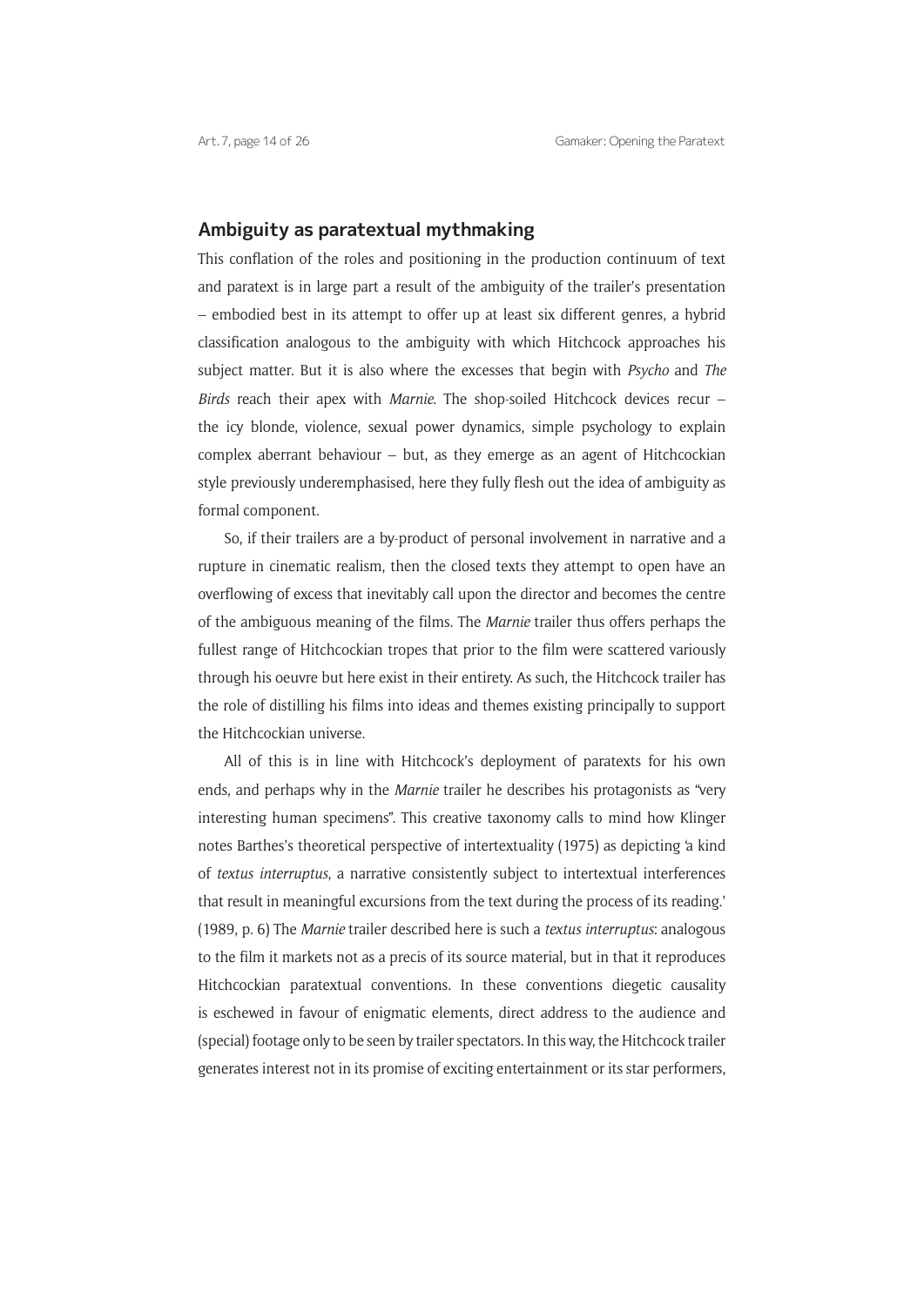## Ambiguity as paratextual mythmaking

This conflation of the roles and positioning in the production continuum of text and paratext is in large part a result of the ambiguity of the trailer's presentation – embodied best in its attempt to offer up at least six different genres, a hybrid classification analogous to the ambiguity with which Hitchcock approaches his subject matter. But it is also where the excesses that begin with *Psycho* and *The Birds* reach their apex with *Marnie*. The shop-soiled Hitchcock devices recur – the icy blonde, violence, sexual power dynamics, simple psychology to explain complex aberrant behaviour – but, as they emerge as an agent of Hitchcockian style previously underemphasised, here they fully flesh out the idea of ambiguity as formal component.

So, if their trailers are a by-product of personal involvement in narrative and a rupture in cinematic realism, then the closed texts they attempt to open have an overflowing of excess that inevitably call upon the director and becomes the centre of the ambiguous meaning of the films. The *Marnie* trailer thus offers perhaps the fullest range of Hitchcockian tropes that prior to the film were scattered variously through his oeuvre but here exist in their entirety. As such, the Hitchcock trailer has the role of distilling his films into ideas and themes existing principally to support the Hitchcockian universe.

All of this is in line with Hitchcock's deployment of paratexts for his own ends, and perhaps why in the *Marnie* trailer he describes his protagonists as "very interesting human specimens". This creative taxonomy calls to mind how Klinger notes Barthes's theoretical perspective of intertextuality (1975) as depicting 'a kind of *textus interruptus*, a narrative consistently subject to intertextual interferences that result in meaningful excursions from the text during the process of its reading.' (1989, p. 6) The *Marnie* trailer described here is such a *textus interruptus*: analogous to the film it markets not as a precis of its source material, but in that it reproduces Hitchcockian paratextual conventions. In these conventions diegetic causality is eschewed in favour of enigmatic elements, direct address to the audience and (special) footage only to be seen by trailer spectators. In this way, the Hitchcock trailer generates interest not in its promise of exciting entertainment or its star performers,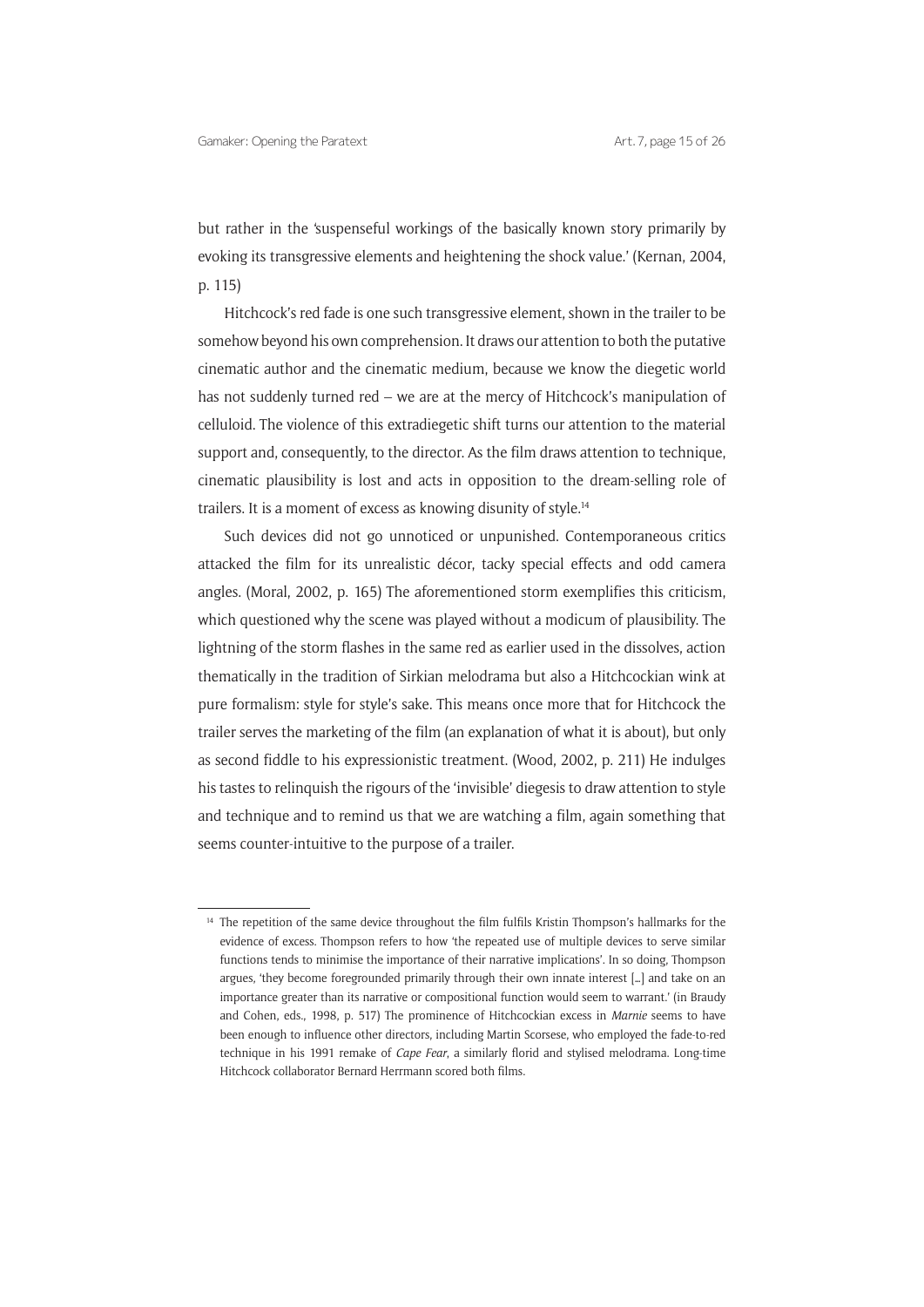but rather in the 'suspenseful workings of the basically known story primarily by evoking its transgressive elements and heightening the shock value.' (Kernan, 2004, p. 115)

Hitchcock's red fade is one such transgressive element, shown in the trailer to be somehow beyond his own comprehension. It draws our attention to both the putative cinematic author and the cinematic medium, because we know the diegetic world has not suddenly turned red – we are at the mercy of Hitchcock's manipulation of celluloid. The violence of this extradiegetic shift turns our attention to the material support and, consequently, to the director. As the film draws attention to technique, cinematic plausibility is lost and acts in opposition to the dream-selling role of trailers. It is a moment of excess as knowing disunity of style.[14]

Such devices did not go unnoticed or unpunished. Contemporaneous critics attacked the film for its unrealistic décor, tacky special effects and odd camera angles. (Moral, 2002, p. 165) The aforementioned storm exemplifies this criticism, which questioned why the scene was played without a modicum of plausibility. The lightning of the storm flashes in the same red as earlier used in the dissolves, action thematically in the tradition of Sirkian melodrama but also a Hitchcockian wink at pure formalism: style for style's sake. This means once more that for Hitchcock the trailer serves the marketing of the film (an explanation of what it is about), but only as second fiddle to his expressionistic treatment. (Wood, 2002, p. 211) He indulges his tastes to relinquish the rigours of the 'invisible' diegesis to draw attention to style and technique and to remind us that we are watching a film, again something that seems counter-intuitive to the purpose of a trailer.

[14] The repetition of the same device throughout the film fulfils Kristin Thompson's hallmarks for the evidence of excess. Thompson refers to how 'the repeated use of multiple devices to serve similar functions tends to minimise the importance of their narrative implications'. In so doing, Thompson argues, 'they become foregrounded primarily through their own innate interest […] and take on an importance greater than its narrative or compositional function would seem to warrant.' (in Braudy and Cohen, eds., 1998, p. 517) The prominence of Hitchcockian excess in *Marnie* seems to have been enough to influence other directors, including Martin Scorsese, who employed the fade-to-red technique in his 1991 remake of *Cape Fear*, a similarly florid and stylised melodrama. Long-time Hitchcock collaborator Bernard Herrmann scored both films.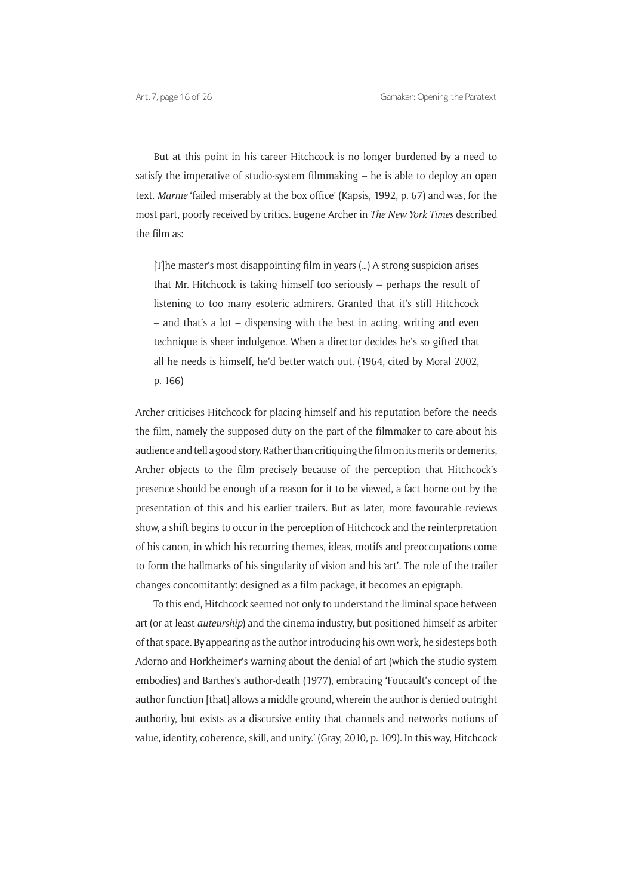But at this point in his career Hitchcock is no longer burdened by a need to satisfy the imperative of studio-system filmmaking – he is able to deploy an open text. *Marnie* 'failed miserably at the box office' (Kapsis, 1992, p. 67) and was, for the most part, poorly received by critics. Eugene Archer in *The New York Times* described the film as:

> [T]he master's most disappointing film in years (…) A strong suspicion arises that Mr. Hitchcock is taking himself too seriously – perhaps the result of listening to too many esoteric admirers. Granted that it's still Hitchcock – and that's a lot – dispensing with the best in acting, writing and even technique is sheer indulgence. When a director decides he's so gifted that all he needs is himself, he'd better watch out. (1964, cited by Moral 2002, p. 166)

Archer criticises Hitchcock for placing himself and his reputation before the needs the film, namely the supposed duty on the part of the filmmaker to care about his audience and tell a good story. Rather than critiquing the film on its merits or demerits, Archer objects to the film precisely because of the perception that Hitchcock's presence should be enough of a reason for it to be viewed, a fact borne out by the presentation of this and his earlier trailers. But as later, more favourable reviews show, a shift begins to occur in the perception of Hitchcock and the reinterpretation of his canon, in which his recurring themes, ideas, motifs and preoccupations come to form the hallmarks of his singularity of vision and his 'art'. The role of the trailer changes concomitantly: designed as a film package, it becomes an epigraph.

To this end, Hitchcock seemed not only to understand the liminal space between art (or at least *auteurship*) and the cinema industry, but positioned himself as arbiter of that space. By appearing as the author introducing his own work, he sidesteps both Adorno and Horkheimer's warning about the denial of art (which the studio system embodies) and Barthes's author-death (1977), embracing 'Foucault's concept of the author function [that] allows a middle ground, wherein the author is denied outright authority, but exists as a discursive entity that channels and networks notions of value, identity, coherence, skill, and unity.' (Gray, 2010, p. 109). In this way, Hitchcock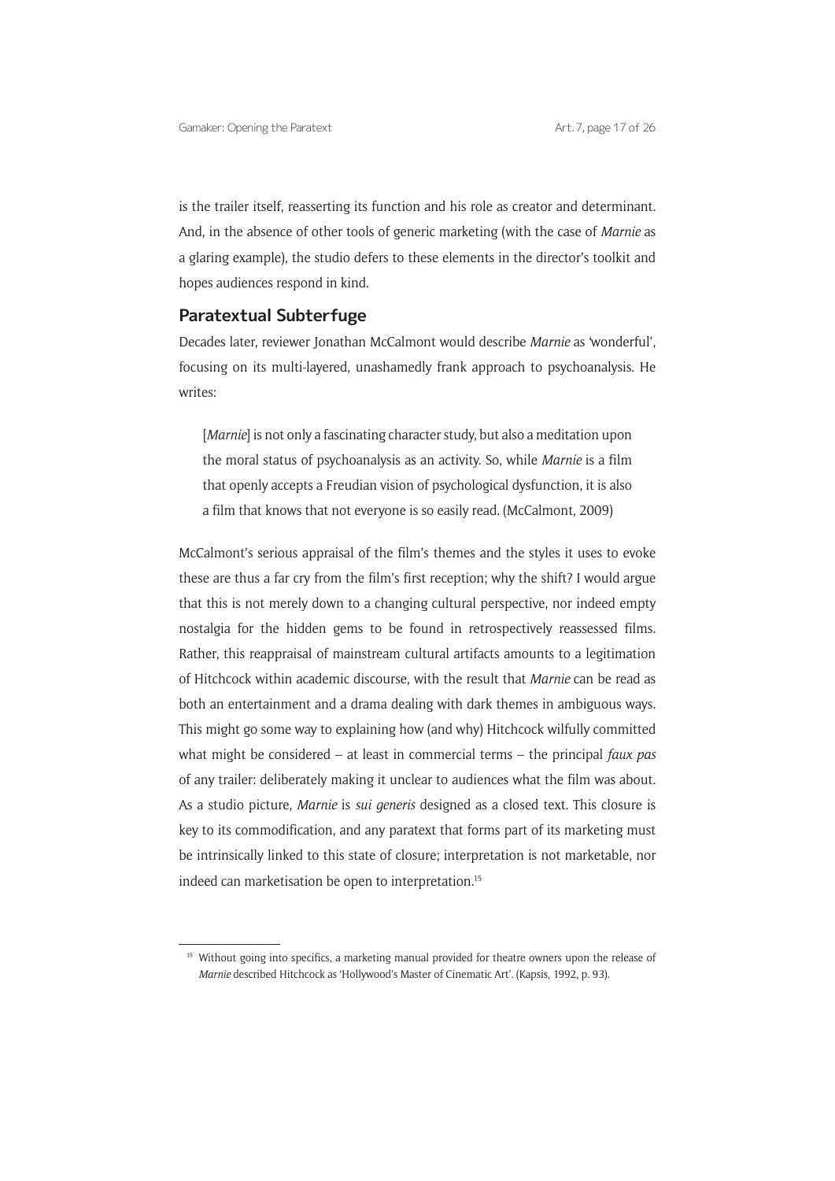is the trailer itself, reasserting its function and his role as creator and determinant. And, in the absence of other tools of generic marketing (with the case of *Marnie* as a glaring example), the studio defers to these elements in the director's toolkit and hopes audiences respond in kind.

## Paratextual Subterfuge

Decades later, reviewer Jonathan McCalmont would describe *Marnie* as 'wonderful', focusing on its multi-layered, unashamedly frank approach to psychoanalysis. He writes:

> [*Marnie*] is not only a fascinating character study, but also a meditation upon the moral status of psychoanalysis as an activity. So, while *Marnie* is a film that openly accepts a Freudian vision of psychological dysfunction, it is also a film that knows that not everyone is so easily read. (McCalmont, 2009)

McCalmont's serious appraisal of the film's themes and the styles it uses to evoke these are thus a far cry from the film's first reception; why the shift? I would argue that this is not merely down to a changing cultural perspective, nor indeed empty nostalgia for the hidden gems to be found in retrospectively reassessed films. Rather, this reappraisal of mainstream cultural artifacts amounts to a legitimation of Hitchcock within academic discourse, with the result that *Marnie* can be read as both an entertainment and a drama dealing with dark themes in ambiguous ways. This might go some way to explaining how (and why) Hitchcock wilfully committed what might be considered – at least in commercial terms – the principal *faux pas* of any trailer: deliberately making it unclear to audiences what the film was about. As a studio picture, *Marnie* is *sui generis* designed as a closed text. This closure is key to its commodification, and any paratext that forms part of its marketing must be intrinsically linked to this state of closure; interpretation is not marketable, nor indeed can marketisation be open to interpretation.[15]

[15] Without going into specifics, a marketing manual provided for theatre owners upon the release of *Marnie* described Hitchcock as 'Hollywood's Master of Cinematic Art'. (Kapsis, 1992, p. 93).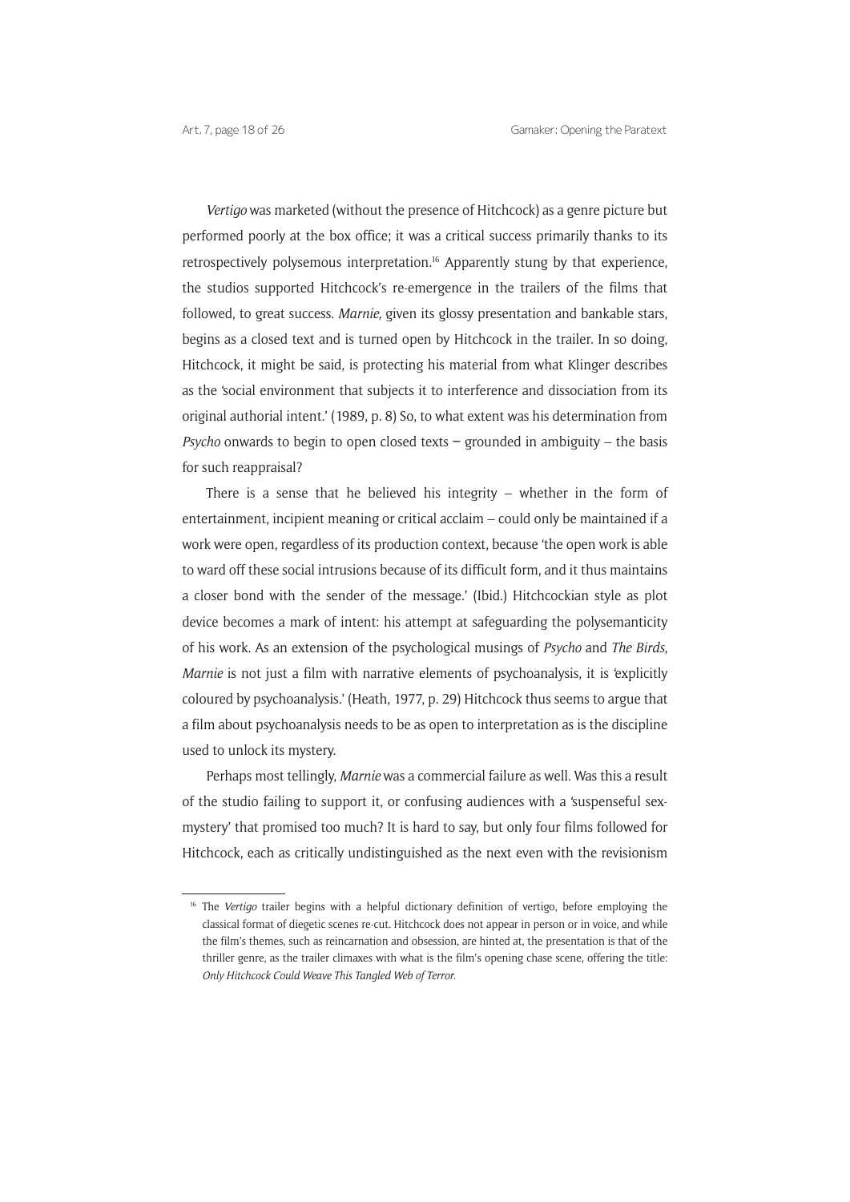*Vertigo* was marketed (without the presence of Hitchcock) as a genre picture but performed poorly at the box office; it was a critical success primarily thanks to its retrospectively polysemous interpretation.[16] Apparently stung by that experience, the studios supported Hitchcock's re-emergence in the trailers of the films that followed, to great success. *Marnie,* given its glossy presentation and bankable stars, begins as a closed text and is turned open by Hitchcock in the trailer. In so doing, Hitchcock, it might be said, is protecting his material from what Klinger describes as the 'social environment that subjects it to interference and dissociation from its original authorial intent.' (1989, p. 8) So, to what extent was his determination from *Psycho* onwards to begin to open closed texts – grounded in ambiguity – the basis for such reappraisal?

There is a sense that he believed his integrity – whether in the form of entertainment, incipient meaning or critical acclaim – could only be maintained if a work were open, regardless of its production context, because 'the open work is able to ward off these social intrusions because of its difficult form, and it thus maintains a closer bond with the sender of the message.' (Ibid.) Hitchcockian style as plot device becomes a mark of intent: his attempt at safeguarding the polysemanticity of his work. As an extension of the psychological musings of *Psycho* and *The Birds*, *Marnie* is not just a film with narrative elements of psychoanalysis, it is 'explicitly coloured by psychoanalysis.' (Heath, 1977, p. 29) Hitchcock thus seems to argue that a film about psychoanalysis needs to be as open to interpretation as is the discipline used to unlock its mystery.

Perhaps most tellingly, *Marnie* was a commercial failure as well. Was this a result of the studio failing to support it, or confusing audiences with a 'suspenseful sex-mystery' that promised too much? It is hard to say, but only four films followed for Hitchcock, each as critically undistinguished as the next even with the revisionism

[16] The *Vertigo* trailer begins with a helpful dictionary definition of vertigo, before employing the classical format of diegetic scenes re-cut. Hitchcock does not appear in person or in voice, and while the film's themes, such as reincarnation and obsession, are hinted at, the presentation is that of the thriller genre, as the trailer climaxes with what is the film's opening chase scene, offering the title: *Only Hitchcock Could Weave This Tangled Web of Terror.*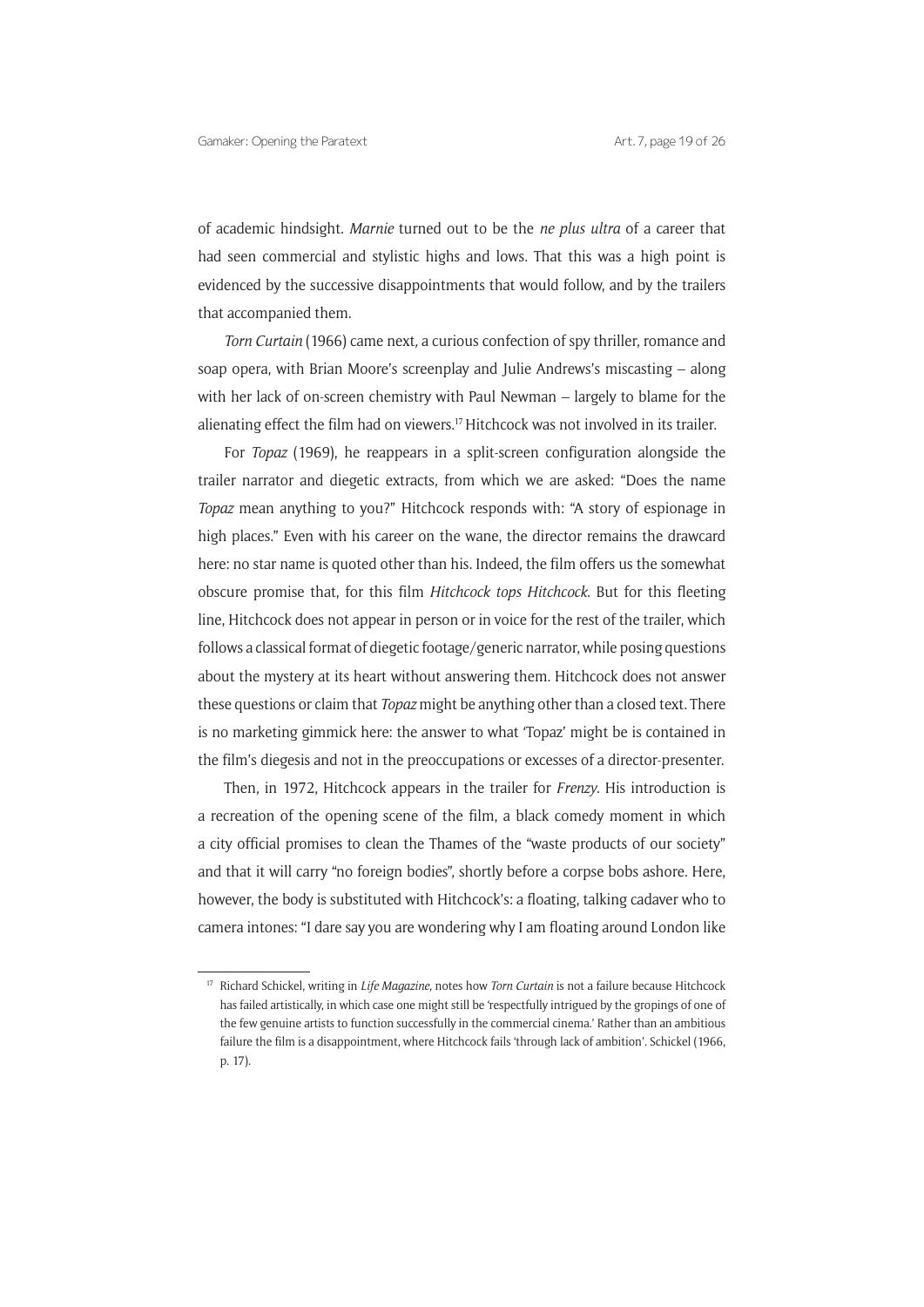of academic hindsight. *Marnie* turned out to be the *ne plus ultra* of a career that had seen commercial and stylistic highs and lows. That this was a high point is evidenced by the successive disappointments that would follow, and by the trailers that accompanied them.

*Torn Curtain* (1966) came next, a curious confection of spy thriller, romance and soap opera, with Brian Moore's screenplay and Julie Andrews's miscasting – along with her lack of on-screen chemistry with Paul Newman – largely to blame for the alienating effect the film had on viewers.[17] Hitchcock was not involved in its trailer.

For *Topaz* (1969), he reappears in a split-screen configuration alongside the trailer narrator and diegetic extracts, from which we are asked: "Does the name *Topaz* mean anything to you?" Hitchcock responds with: "A story of espionage in high places." Even with his career on the wane, the director remains the drawcard here: no star name is quoted other than his. Indeed, the film offers us the somewhat obscure promise that, for this film *Hitchcock tops Hitchcock*. But for this fleeting line, Hitchcock does not appear in person or in voice for the rest of the trailer, which follows a classical format of diegetic footage/generic narrator, while posing questions about the mystery at its heart without answering them. Hitchcock does not answer these questions or claim that *Topaz* might be anything other than a closed text. There is no marketing gimmick here: the answer to what 'Topaz' might be is contained in the film's diegesis and not in the preoccupations or excesses of a director-presenter.

Then, in 1972, Hitchcock appears in the trailer for *Frenzy*. His introduction is a recreation of the opening scene of the film, a black comedy moment in which a city official promises to clean the Thames of the "waste products of our society" and that it will carry "no foreign bodies", shortly before a corpse bobs ashore. Here, however, the body is substituted with Hitchcock's: a floating, talking cadaver who to camera intones: "I dare say you are wondering why I am floating around London like

---

[17] Richard Schickel, writing in *Life Magazine*, notes how *Torn Curtain* is not a failure because Hitchcock has failed artistically, in which case one might still be 'respectfully intrigued by the gropings of one of the few genuine artists to function successfully in the commercial cinema.' Rather than an ambitious failure the film is a disappointment, where Hitchcock fails 'through lack of ambition'. Schickel (1966, p. 17).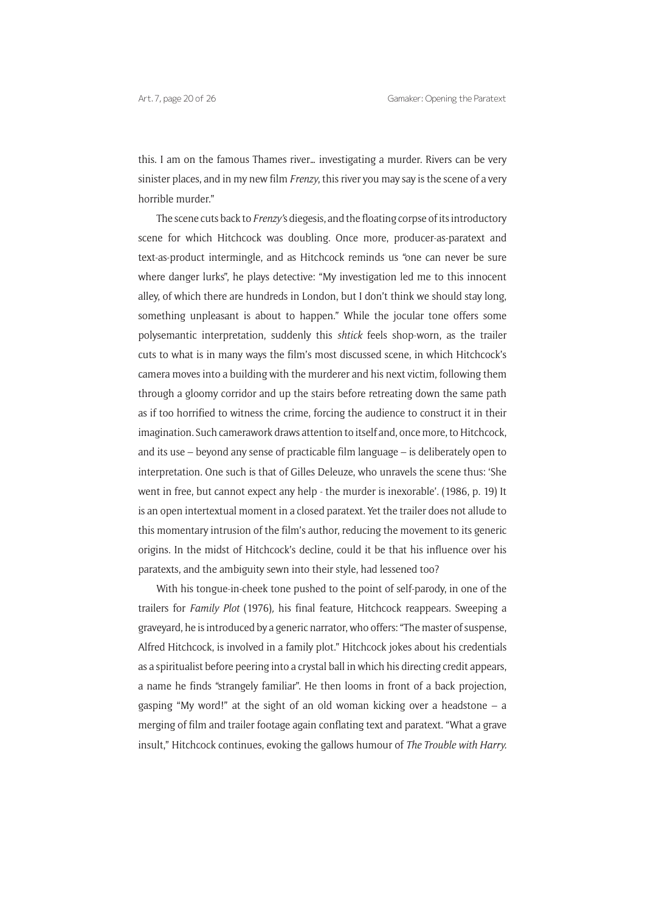this. I am on the famous Thames river… investigating a murder. Rivers can be very sinister places, and in my new film *Frenzy*, this river you may say is the scene of a very horrible murder."

The scene cuts back to *Frenzy*'s diegesis, and the floating corpse of its introductory scene for which Hitchcock was doubling. Once more, producer-as-paratext and text-as-product intermingle, and as Hitchcock reminds us "one can never be sure where danger lurks", he plays detective: "My investigation led me to this innocent alley, of which there are hundreds in London, but I don't think we should stay long, something unpleasant is about to happen." While the jocular tone offers some polysemantic interpretation, suddenly this *shtick* feels shop-worn, as the trailer cuts to what is in many ways the film's most discussed scene, in which Hitchcock's camera moves into a building with the murderer and his next victim, following them through a gloomy corridor and up the stairs before retreating down the same path as if too horrified to witness the crime, forcing the audience to construct it in their imagination. Such camerawork draws attention to itself and, once more, to Hitchcock, and its use – beyond any sense of practicable film language – is deliberately open to interpretation. One such is that of Gilles Deleuze, who unravels the scene thus: 'She went in free, but cannot expect any help - the murder is inexorable'. (1986, p. 19) It is an open intertextual moment in a closed paratext. Yet the trailer does not allude to this momentary intrusion of the film's author, reducing the movement to its generic origins. In the midst of Hitchcock's decline, could it be that his influence over his paratexts, and the ambiguity sewn into their style, had lessened too?

With his tongue-in-cheek tone pushed to the point of self-parody, in one of the trailers for *Family Plot* (1976), his final feature, Hitchcock reappears. Sweeping a graveyard, he is introduced by a generic narrator, who offers: "The master of suspense, Alfred Hitchcock, is involved in a family plot." Hitchcock jokes about his credentials as a spiritualist before peering into a crystal ball in which his directing credit appears, a name he finds "strangely familiar". He then looms in front of a back projection, gasping "My word!" at the sight of an old woman kicking over a headstone – a merging of film and trailer footage again conflating text and paratext. "What a grave insult," Hitchcock continues, evoking the gallows humour of *The Trouble with Harry.*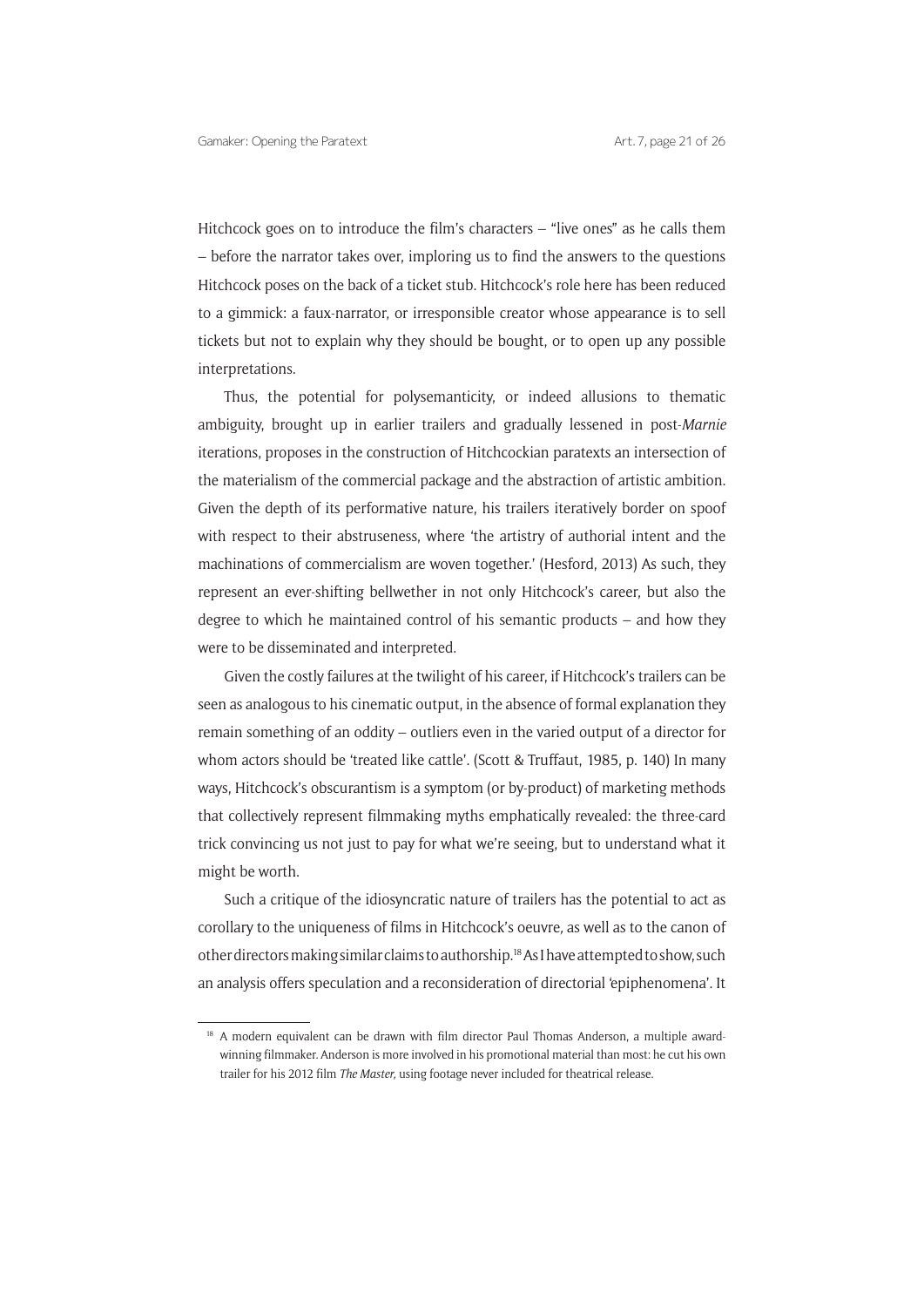Hitchcock goes on to introduce the film's characters – "live ones" as he calls them – before the narrator takes over, imploring us to find the answers to the questions Hitchcock poses on the back of a ticket stub. Hitchcock's role here has been reduced to a gimmick: a faux-narrator, or irresponsible creator whose appearance is to sell tickets but not to explain why they should be bought, or to open up any possible interpretations.

Thus, the potential for polysemanticity, or indeed allusions to thematic ambiguity, brought up in earlier trailers and gradually lessened in post-*Marnie* iterations, proposes in the construction of Hitchcockian paratexts an intersection of the materialism of the commercial package and the abstraction of artistic ambition. Given the depth of its performative nature, his trailers iteratively border on spoof with respect to their abstruseness, where 'the artistry of authorial intent and the machinations of commercialism are woven together.' (Hesford, 2013) As such, they represent an ever-shifting bellwether in not only Hitchcock's career, but also the degree to which he maintained control of his semantic products – and how they were to be disseminated and interpreted.

Given the costly failures at the twilight of his career, if Hitchcock's trailers can be seen as analogous to his cinematic output, in the absence of formal explanation they remain something of an oddity – outliers even in the varied output of a director for whom actors should be 'treated like cattle'. (Scott & Truffaut, 1985, p. 140) In many ways, Hitchcock's obscurantism is a symptom (or by-product) of marketing methods that collectively represent filmmaking myths emphatically revealed: the three-card trick convincing us not just to pay for what we're seeing, but to understand what it might be worth.

Such a critique of the idiosyncratic nature of trailers has the potential to act as corollary to the uniqueness of films in Hitchcock's oeuvre, as well as to the canon of other directors making similar claims to authorship.[18] As I have attempted to show, such an analysis offers speculation and a reconsideration of directorial 'epiphenomena'. It

[18] A modern equivalent can be drawn with film director Paul Thomas Anderson, a multiple award-winning filmmaker. Anderson is more involved in his promotional material than most: he cut his own trailer for his 2012 film *The Master*, using footage never included for theatrical release.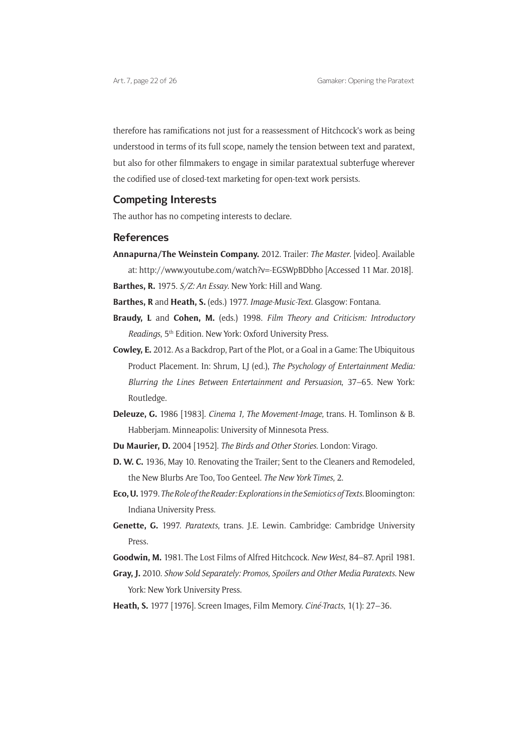therefore has ramifications not just for a reassessment of Hitchcock's work as being understood in terms of its full scope, namely the tension between text and paratext, but also for other filmmakers to engage in similar paratextual subterfuge wherever the codified use of closed-text marketing for open-text work persists.

## Competing Interests

The author has no competing interests to declare.

## References

**Annapurna/The Weinstein Company.** 2012. Trailer: *The Master*. [video]. Available at: http://www.youtube.com/watch?v=-EGSWpBDbho [Accessed 11 Mar. 2018].

**Barthes, R.** 1975. *S/Z: An Essay*. New York: Hill and Wang.

**Barthes, R** and **Heath, S.** (eds.) 1977. *Image-Music-Text*. Glasgow: Fontana.

**Braudy, L** and **Cohen, M.** (eds.) 1998. *Film Theory and Criticism: Introductory Readings*, 5th Edition. New York: Oxford University Press.

**Cowley, E.** 2012. As a Backdrop, Part of the Plot, or a Goal in a Game: The Ubiquitous Product Placement. In: Shrum, LJ (ed.), *The Psychology of Entertainment Media: Blurring the Lines Between Entertainment and Persuasion*, 37–65. New York: Routledge.

**Deleuze, G.** 1986 [1983]. *Cinema 1, The Movement-Image*, trans. H. Tomlinson & B. Habberjam. Minneapolis: University of Minnesota Press.

**Du Maurier, D.** 2004 [1952]. *The Birds and Other Stories.* London: Virago.

**D. W. C.** 1936, May 10. Renovating the Trailer; Sent to the Cleaners and Remodeled, the New Blurbs Are Too, Too Genteel. *The New York Times*, 2.

**Eco, U.** 1979. *The Role of the Reader: Explorations in the Semiotics of Texts*. Bloomington: Indiana University Press.

**Genette, G.** 1997. *Paratexts*, trans. J.E. Lewin. Cambridge: Cambridge University Press.

**Goodwin, M.** 1981. The Lost Films of Alfred Hitchcock. *New West*, 84–87. April 1981.

**Gray, J.** 2010. *Show Sold Separately: Promos, Spoilers and Other Media Paratexts*. New York: New York University Press.

**Heath, S.** 1977 [1976]. Screen Images, Film Memory. *Ciné-Tracts*, 1(1): 27–36.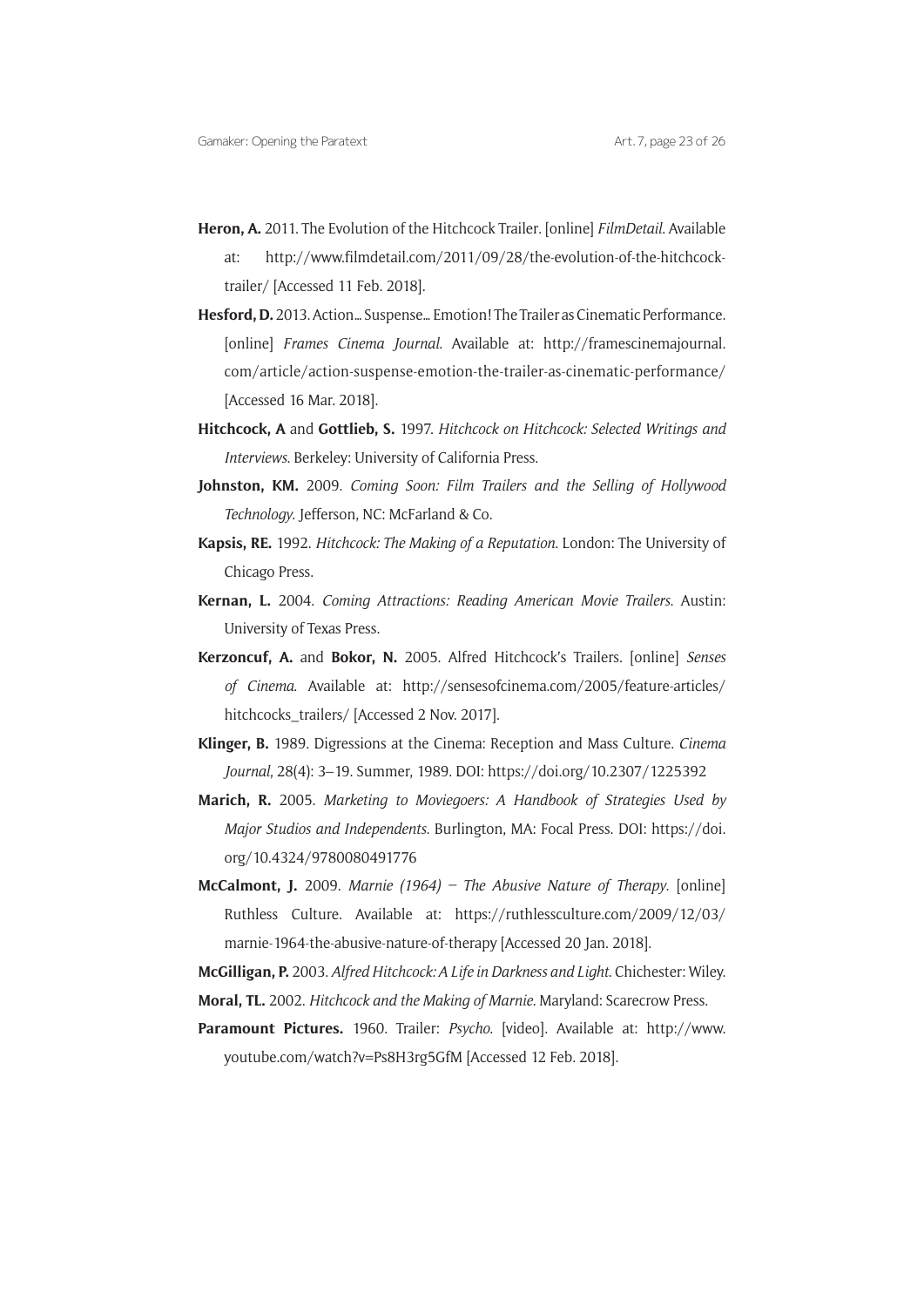**Heron, A.** 2011. The Evolution of the Hitchcock Trailer. [online] *FilmDetail*. Available at: http://www.filmdetail.com/2011/09/28/the-evolution-of-the-hitchcock-trailer/ [Accessed 11 Feb. 2018].

**Hesford, D.** 2013. Action… Suspense… Emotion! The Trailer as Cinematic Performance. [online] *Frames Cinema Journal*. Available at: http://framescinemajournal.com/article/action-suspense-emotion-the-trailer-as-cinematic-performance/ [Accessed 16 Mar. 2018].

**Hitchcock, A** and **Gottlieb, S.** 1997. *Hitchcock on Hitchcock: Selected Writings and Interviews*. Berkeley: University of California Press.

**Johnston, KM.** 2009. *Coming Soon: Film Trailers and the Selling of Hollywood Technology*. Jefferson, NC: McFarland & Co.

**Kapsis, RE.** 1992. *Hitchcock: The Making of a Reputation*. London: The University of Chicago Press.

**Kernan, L.** 2004. *Coming Attractions: Reading American Movie Trailers*. Austin: University of Texas Press.

**Kerzoncuf, A.** and **Bokor, N.** 2005. Alfred Hitchcock's Trailers. [online] *Senses of Cinema*. Available at: http://sensesofcinema.com/2005/feature-articles/hitchcocks_trailers/ [Accessed 2 Nov. 2017].

**Klinger, B.** 1989. Digressions at the Cinema: Reception and Mass Culture. *Cinema Journal*, 28(4): 3–19. Summer, 1989. DOI: https://doi.org/10.2307/1225392

**Marich, R.** 2005. *Marketing to Moviegoers: A Handbook of Strategies Used by Major Studios and Independents*. Burlington, MA: Focal Press. DOI: https://doi.org/10.4324/9780080491776

**McCalmont, J.** 2009. *Marnie (1964) – The Abusive Nature of Therapy*. [online] Ruthless Culture. Available at: https://ruthlessculture.com/2009/12/03/marnie-1964-the-abusive-nature-of-therapy [Accessed 20 Jan. 2018].

**McGilligan, P.** 2003. *Alfred Hitchcock: A Life in Darkness and Light*. Chichester: Wiley.

**Moral, TL.** 2002. *Hitchcock and the Making of Marnie*. Maryland: Scarecrow Press.

**Paramount Pictures.** 1960. Trailer: *Psycho*. [video]. Available at: http://www.youtube.com/watch?v=Ps8H3rg5GfM [Accessed 12 Feb. 2018].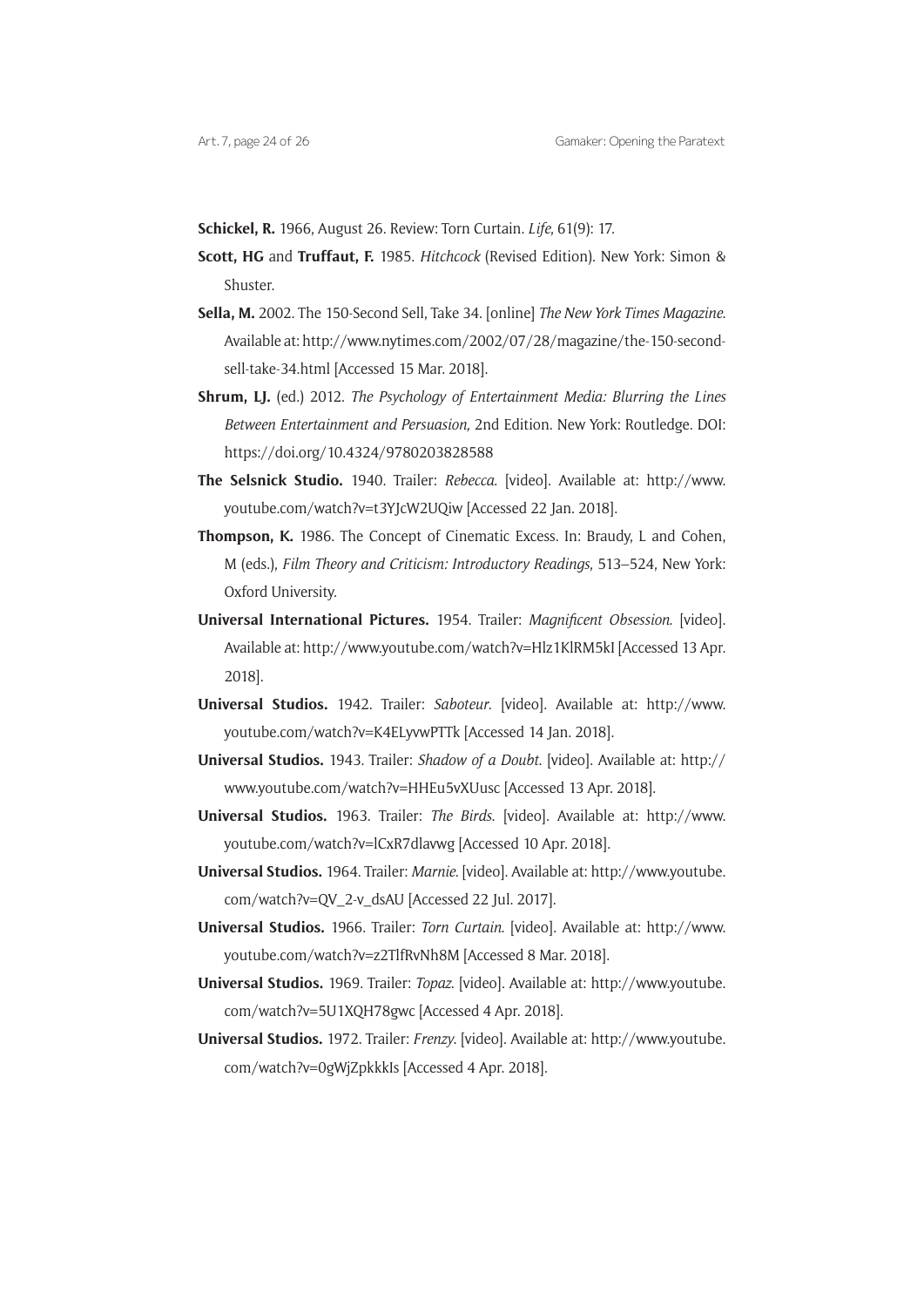**Schickel, R.** 1966, August 26. Review: Torn Curtain. *Life*, 61(9): 17.

**Scott, HG** and **Truffaut, F.** 1985. *Hitchcock* (Revised Edition). New York: Simon & Shuster.

**Sella, M.** 2002. The 150-Second Sell, Take 34. [online] *The New York Times Magazine*. Available at: http://www.nytimes.com/2002/07/28/magazine/the-150-second-sell-take-34.html [Accessed 15 Mar. 2018].

**Shrum, LJ.** (ed.) 2012. *The Psychology of Entertainment Media: Blurring the Lines Between Entertainment and Persuasion,* 2nd Edition. New York: Routledge. DOI: https://doi.org/10.4324/9780203828588

**The Selsnick Studio.** 1940. Trailer: *Rebecca*. [video]. Available at: http://www.youtube.com/watch?v=t3YJcW2UQiw [Accessed 22 Jan. 2018].

**Thompson, K.** 1986. The Concept of Cinematic Excess. In: Braudy, L and Cohen, M (eds.), *Film Theory and Criticism: Introductory Readings*, 513–524, New York: Oxford University.

**Universal International Pictures.** 1954. Trailer: *Magnificent Obsession*. [video]. Available at: http://www.youtube.com/watch?v=Hlz1KlRM5kI [Accessed 13 Apr. 2018].

**Universal Studios.** 1942. Trailer: *Saboteur*. [video]. Available at: http://www.youtube.com/watch?v=K4ELyvwPTTk [Accessed 14 Jan. 2018].

**Universal Studios.** 1943. Trailer: *Shadow of a Doubt*. [video]. Available at: http://www.youtube.com/watch?v=HHEu5vXUusc [Accessed 13 Apr. 2018].

**Universal Studios.** 1963. Trailer: *The Birds*. [video]. Available at: http://www.youtube.com/watch?v=lCxR7dlavwg [Accessed 10 Apr. 2018].

**Universal Studios.** 1964. Trailer: *Marnie*. [video]. Available at: http://www.youtube.com/watch?v=QV_2-v_dsAU [Accessed 22 Jul. 2017].

**Universal Studios.** 1966. Trailer: *Torn Curtain*. [video]. Available at: http://www.youtube.com/watch?v=z2TlfRvNh8M [Accessed 8 Mar. 2018].

**Universal Studios.** 1969. Trailer: *Topaz*. [video]. Available at: http://www.youtube.com/watch?v=5U1XQH78gwc [Accessed 4 Apr. 2018].

**Universal Studios.** 1972. Trailer: *Frenzy*. [video]. Available at: http://www.youtube.com/watch?v=0gWjZpkkkIs [Accessed 4 Apr. 2018].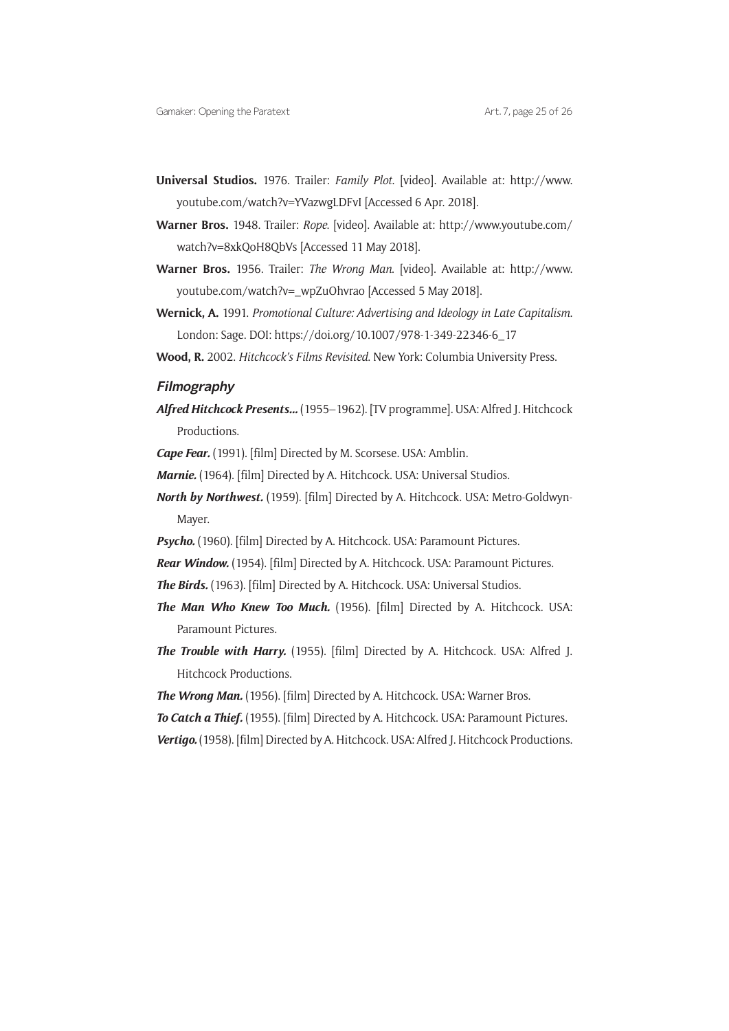**Universal Studios.** 1976. Trailer: *Family Plot.* [video]. Available at: http://www.youtube.com/watch?v=YVazwgLDFvI [Accessed 6 Apr. 2018].

**Warner Bros.** 1948. Trailer: *Rope.* [video]. Available at: http://www.youtube.com/watch?v=8xkQoH8QbVs [Accessed 11 May 2018].

**Warner Bros.** 1956. Trailer: *The Wrong Man.* [video]. Available at: http://www.youtube.com/watch?v=_wpZuOhvrao [Accessed 5 May 2018].

**Wernick, A.** 1991. *Promotional Culture: Advertising and Ideology in Late Capitalism.* London: Sage. DOI: https://doi.org/10.1007/978-1-349-22346-6_17

**Wood, R.** 2002. *Hitchcock's Films Revisited.* New York: Columbia University Press.

### Filmography

***Alfred Hitchcock Presents...*** (1955–1962). [TV programme]. USA: Alfred J. Hitchcock Productions.

***Cape Fear.*** (1991). [film] Directed by M. Scorsese. USA: Amblin.

***Marnie.*** (1964). [film] Directed by A. Hitchcock. USA: Universal Studios.

***North by Northwest.*** (1959). [film] Directed by A. Hitchcock. USA: Metro-Goldwyn-Mayer.

***Psycho.*** (1960). [film] Directed by A. Hitchcock. USA: Paramount Pictures.

***Rear Window.*** (1954). [film] Directed by A. Hitchcock. USA: Paramount Pictures.

***The Birds.*** (1963). [film] Directed by A. Hitchcock. USA: Universal Studios.

***The Man Who Knew Too Much.*** (1956). [film] Directed by A. Hitchcock. USA: Paramount Pictures.

***The Trouble with Harry.*** (1955). [film] Directed by A. Hitchcock. USA: Alfred J. Hitchcock Productions.

***The Wrong Man.*** (1956). [film] Directed by A. Hitchcock. USA: Warner Bros.

***To Catch a Thief.*** (1955). [film] Directed by A. Hitchcock. USA: Paramount Pictures.

***Vertigo.*** (1958). [film] Directed by A. Hitchcock. USA: Alfred J. Hitchcock Productions.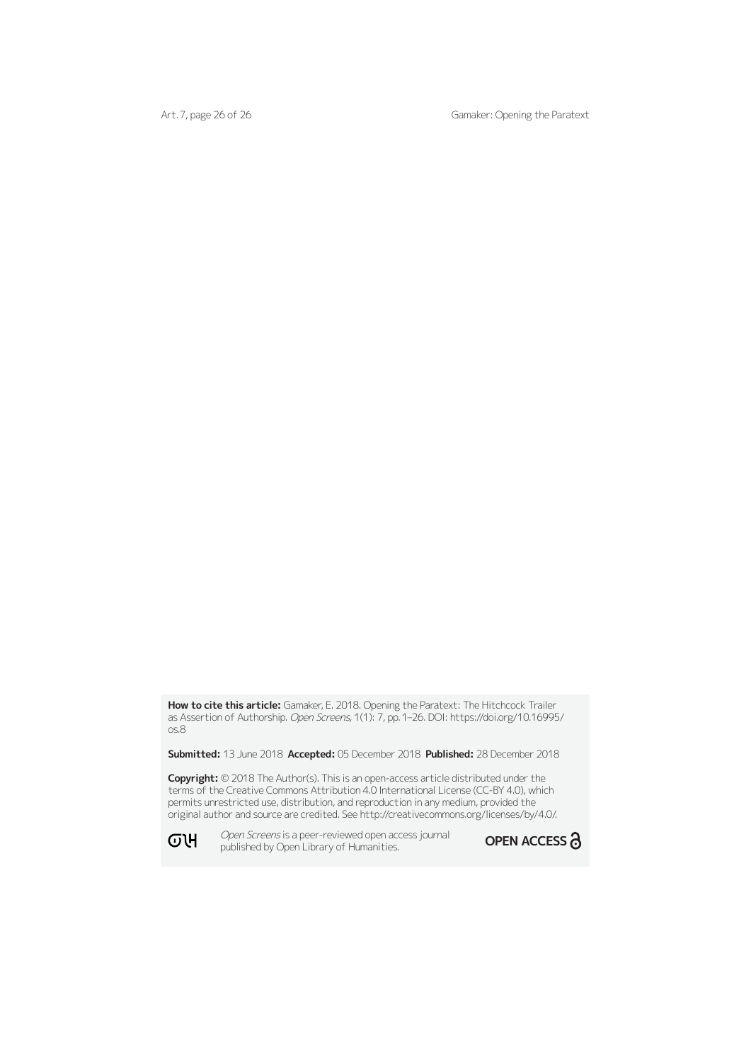**How to cite this article:** Gamaker, E. 2018. Opening the Paratext: The Hitchcock Trailer as Assertion of Authorship. *Open Screens*, 1(1): 7, pp. 1–26. DOI: https://doi.org/10.16995/os.8

**Submitted:** 13 June 2018 **Accepted:** 05 December 2018 **Published:** 28 December 2018

**Copyright:** © 2018 The Author(s). This is an open-access article distributed under the terms of the Creative Commons Attribution 4.0 International License (CC-BY 4.0), which permits unrestricted use, distribution, and reproduction in any medium, provided the original author and source are credited. See http://creativecommons.org/licenses/by/4.0/.

*Open Screens* is a peer-reviewed open access journal published by Open Library of Humanities.

**OPEN ACCESS**